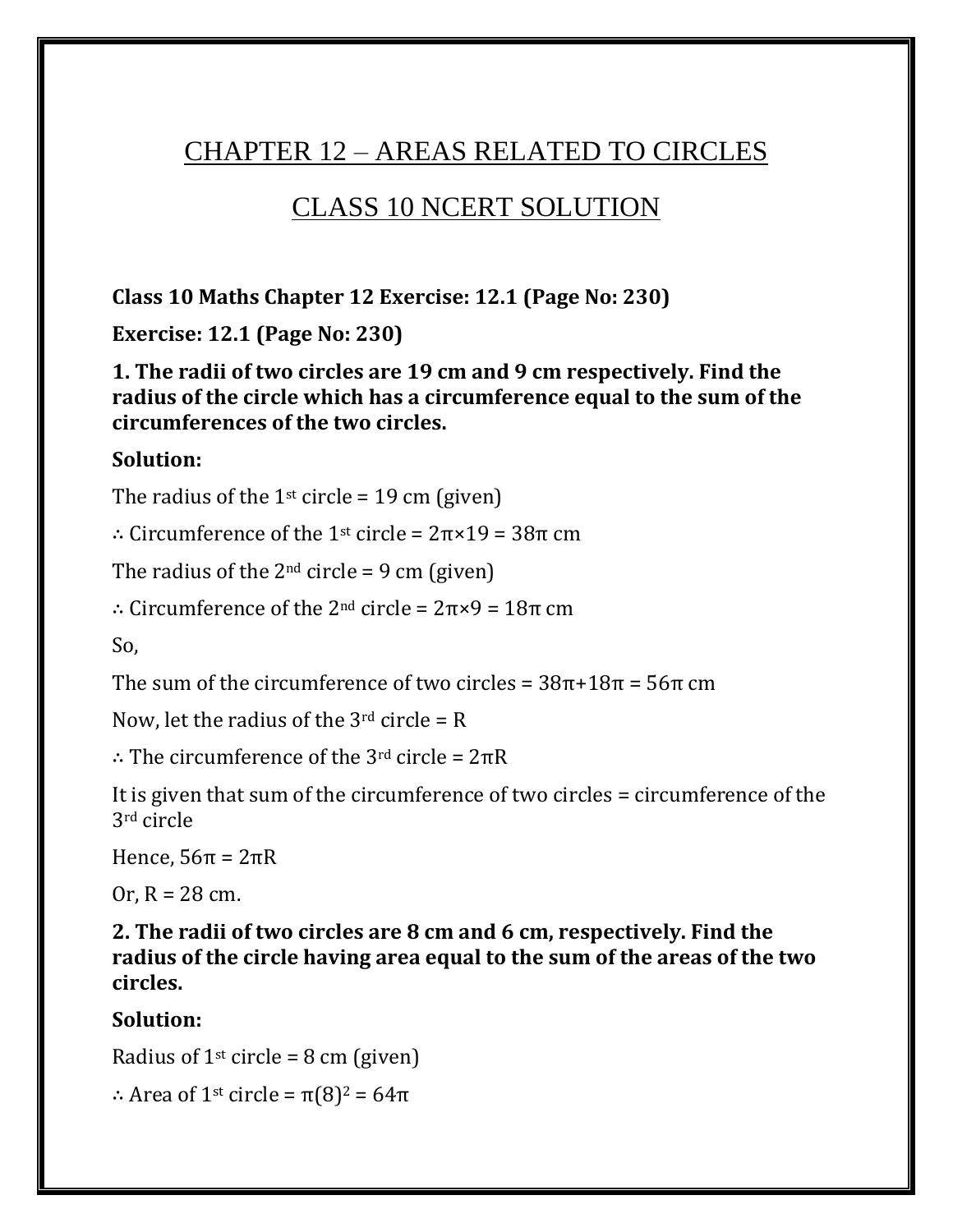# CHAPTER 12 – AREAS RELATED TO CIRCLES

# CLASS 10 NCERT SOLUTION

**Class 10 Maths Chapter 12 Exercise: 12.1 (Page No: 230)**

**Exercise: 12.1 (Page No: 230)**

**1. The radii of two circles are 19 cm and 9 cm respectively. Find the radius of the circle which has a circumference equal to the sum of the circumferences of the two circles.**

**Solution:**

The radius of the 1st circle = 19 cm (given)

$\therefore$ Circumference of the 1st circle = $2\pi \times 19 = 38\pi$ cm

The radius of the 2nd circle = 9 cm (given)

$\therefore$ Circumference of the 2nd circle = $2\pi \times 9 = 18\pi$ cm

So,

The sum of the circumference of two circles = $38\pi + 18\pi = 56\pi$ cm

Now, let the radius of the 3rd circle = R

$\therefore$ The circumference of the 3rd circle = $2\pi R$

It is given that sum of the circumference of two circles = circumference of the 3rd circle

Hence, $56\pi = 2\pi R$

Or, R = 28 cm.

**2. The radii of two circles are 8 cm and 6 cm, respectively. Find the radius of the circle having area equal to the sum of the areas of the two circles.**

**Solution:**

Radius of 1st circle = 8 cm (given)

$\therefore$ Area of 1st circle = $\pi(8)^2 = 64\pi$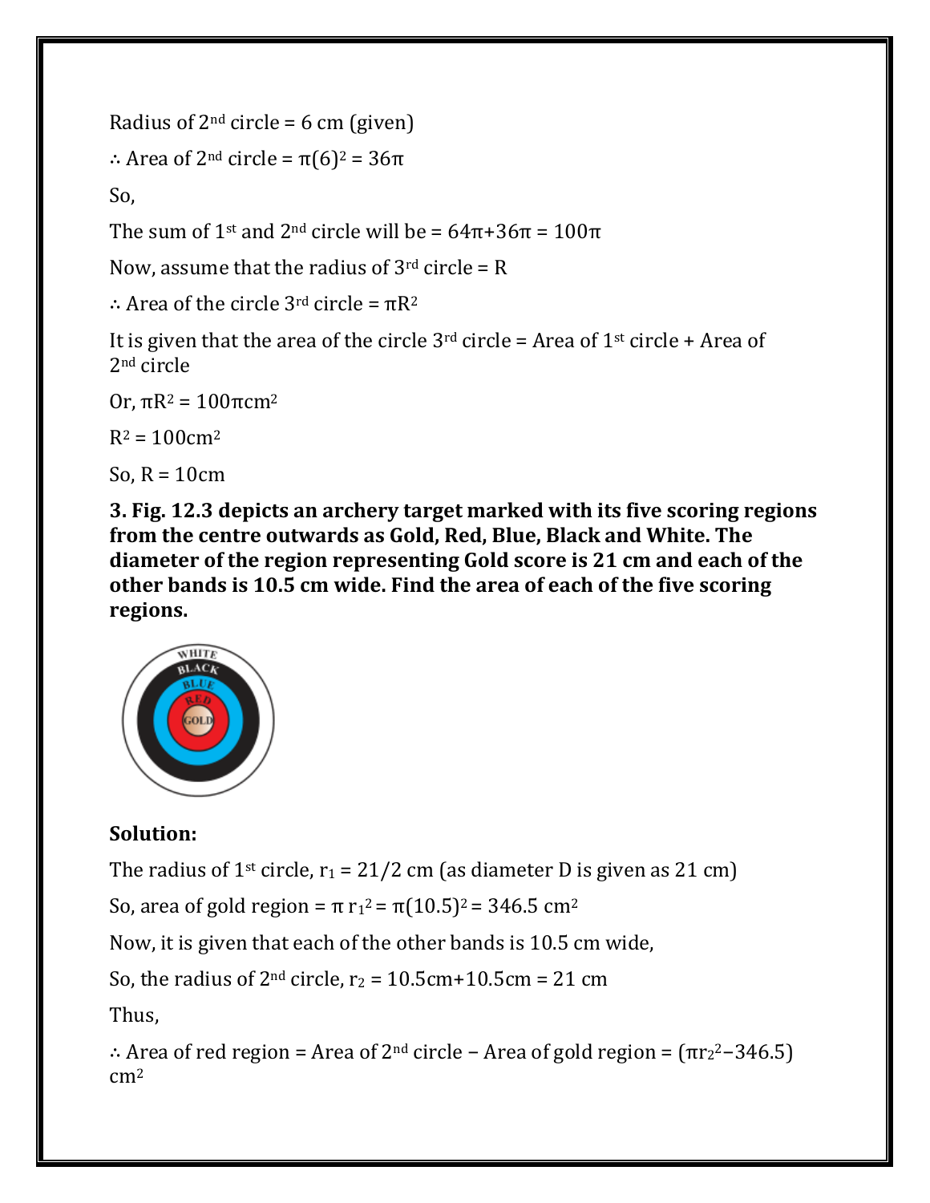Radius of 2nd circle = 6 cm (given)

∴ Area of 2nd circle = $\pi(6)^2 = 36\pi$

So,

The sum of 1st and 2nd circle will be = $64\pi+36\pi = 100\pi$

Now, assume that the radius of 3rd circle = R

∴ Area of the circle 3rd circle = $\pi R^2$

It is given that the area of the circle 3rd circle = Area of 1st circle + Area of 2nd circle

Or, $\pi R^2 = 100\pi cm^2$

$R^2 = 100cm^2$

So, R = 10cm

**3. Fig. 12.3 depicts an archery target marked with its five scoring regions from the centre outwards as Gold, Red, Blue, Black and White. The diameter of the region representing Gold score is 21 cm and each of the other bands is 10.5 cm wide. Find the area of each of the five scoring regions.**

**Solution:**

The radius of 1st circle, $r_1 = 21/2$ cm (as diameter D is given as 21 cm)

So, area of gold region = $\pi r_1^2 = \pi(10.5)^2 = 346.5\ cm^2$

Now, it is given that each of the other bands is 10.5 cm wide,

So, the radius of 2nd circle, $r_2$ = 10.5cm+10.5cm = 21 cm

Thus,

∴ Area of red region = Area of 2nd circle − Area of gold region = $(\pi r_2^2 - 346.5)\ cm^2$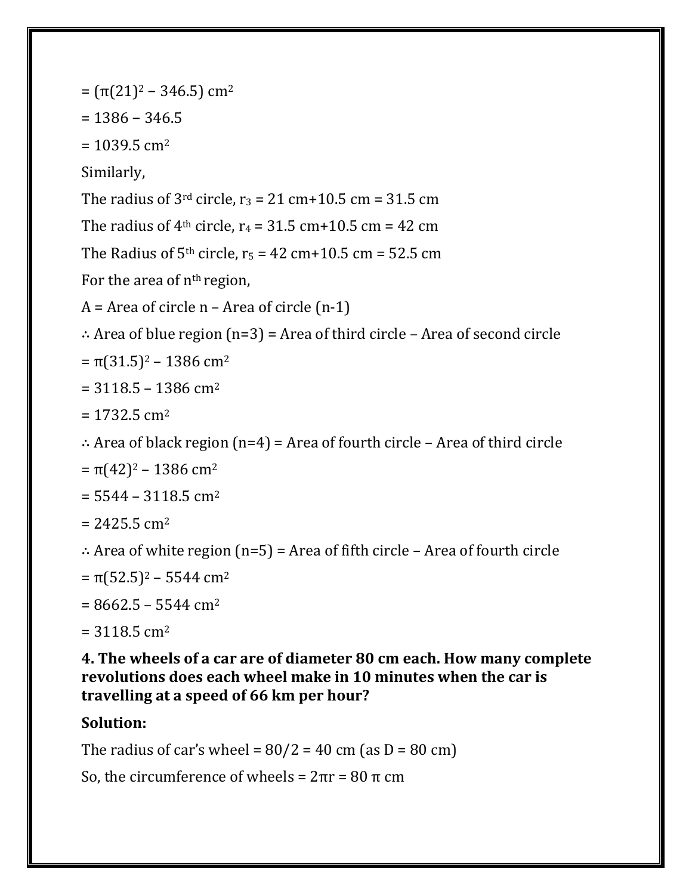$= (\pi(21)^2 – 346.5)\ cm^2$

$= 1386 – 346.5$

$= 1039.5\ cm^2$

Similarly,

The radius of 3rd circle, $r_3 = 21$ cm+10.5 cm = 31.5 cm

The radius of 4th circle, $r_4 = 31.5$ cm+10.5 cm = 42 cm

The Radius of 5th circle, $r_5 = 42$ cm+10.5 cm = 52.5 cm

For the area of nth region,

A = Area of circle n – Area of circle (n-1)

∴ Area of blue region (n=3) = Area of third circle – Area of second circle

$= \pi(31.5)^2 – 1386\ cm^2$

$= 3118.5 – 1386\ cm^2$

$= 1732.5\ cm^2$

∴ Area of black region (n=4) = Area of fourth circle – Area of third circle

$= \pi(42)^2 – 1386\ cm^2$

$= 5544 – 3118.5\ cm^2$

$= 2425.5\ cm^2$

∴ Area of white region (n=5) = Area of fifth circle – Area of fourth circle

$= \pi(52.5)^2 – 5544\ cm^2$

$= 8662.5 – 5544\ cm^2$

$= 3118.5\ cm^2$

**4. The wheels of a car are of diameter 80 cm each. How many complete revolutions does each wheel make in 10 minutes when the car is travelling at a speed of 66 km per hour?**

**Solution:**

The radius of car's wheel = 80/2 = 40 cm (as D = 80 cm)

So, the circumference of wheels = $2\pi r = 80\pi$ cm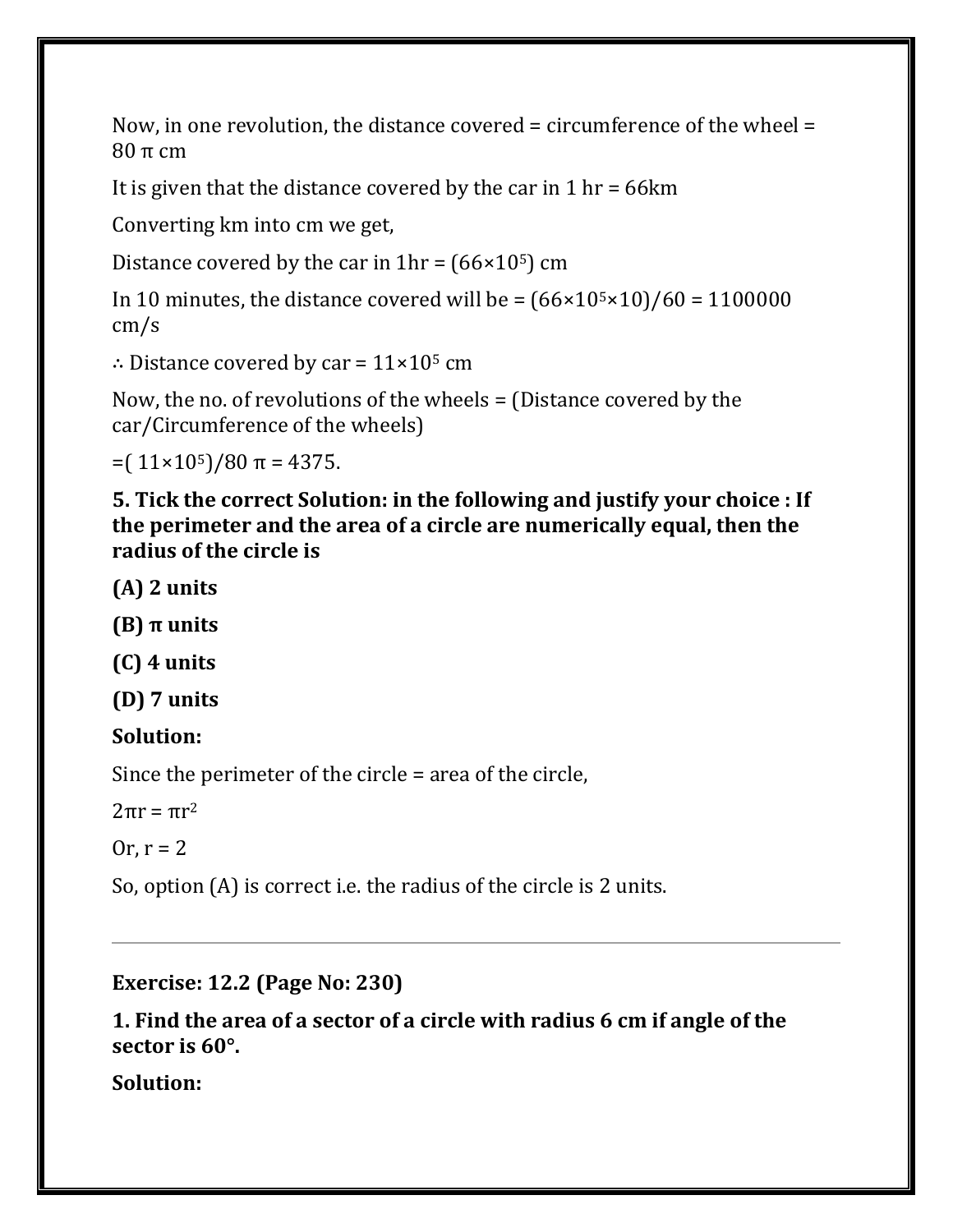Now, in one revolution, the distance covered = circumference of the wheel = $80\pi$ cm

It is given that the distance covered by the car in 1 hr = 66km

Converting km into cm we get,

Distance covered by the car in 1hr = $(66 \times 10^5)$ cm

In 10 minutes, the distance covered will be = $(66 \times 10^5 \times 10)/60 = 1100000$ cm/s

∴ Distance covered by car = $11 \times 10^5$ cm

Now, the no. of revolutions of the wheels = (Distance covered by the car/Circumference of the wheels)

$= (11 \times 10^5)/80\pi = 4375$.

**5. Tick the correct Solution: in the following and justify your choice : If the perimeter and the area of a circle are numerically equal, then the radius of the circle is**

**(A) 2 units**

**(B) π units**

**(C) 4 units**

**(D) 7 units**

**Solution:**

Since the perimeter of the circle = area of the circle,

$2\pi r = \pi r^2$

Or, $r = 2$

So, option (A) is correct i.e. the radius of the circle is 2 units.

---

**Exercise: 12.2 (Page No: 230)**

**1. Find the area of a sector of a circle with radius 6 cm if angle of the sector is 60°.**

**Solution:**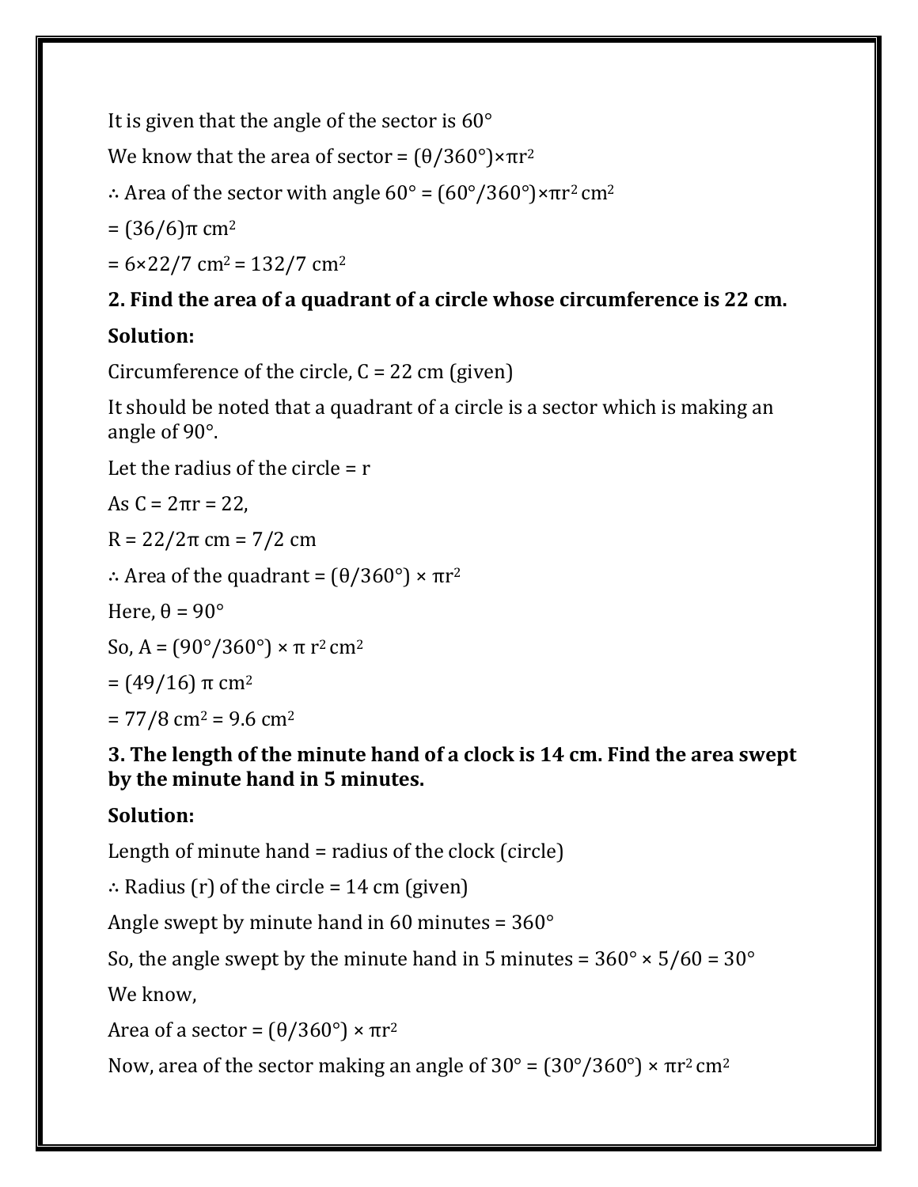It is given that the angle of the sector is 60°

We know that the area of sector = $(\theta/360°)\times\pi r^2$

∴ Area of the sector with angle 60° = $(60°/360°)\times\pi r^2$ cm$^2$

= $(36/6)\pi$ cm$^2$

= $6\times22/7$ cm$^2$ = $132/7$ cm$^2$

**2. Find the area of a quadrant of a circle whose circumference is 22 cm.**

**Solution:**

Circumference of the circle, C = 22 cm (given)

It should be noted that a quadrant of a circle is a sector which is making an angle of 90°.

Let the radius of the circle = r

As $C = 2\pi r = 22$,

$R = 22/2\pi$ cm = $7/2$ cm

∴ Area of the quadrant = $(\theta/360°)\times\pi r^2$

Here, θ = 90°

So, $A = (90°/360°)\times\pi r^2$ cm$^2$

= $(49/16)\pi$ cm$^2$

= $77/8$ cm$^2$ = 9.6 cm$^2$

**3. The length of the minute hand of a clock is 14 cm. Find the area swept by the minute hand in 5 minutes.**

**Solution:**

Length of minute hand = radius of the clock (circle)

∴ Radius (r) of the circle = 14 cm (given)

Angle swept by minute hand in 60 minutes = 360°

So, the angle swept by the minute hand in 5 minutes = $360°\times5/60 = 30°$

We know,

Area of a sector = $(\theta/360°)\times\pi r^2$

Now, area of the sector making an angle of 30° = $(30°/360°)\times\pi r^2$ cm$^2$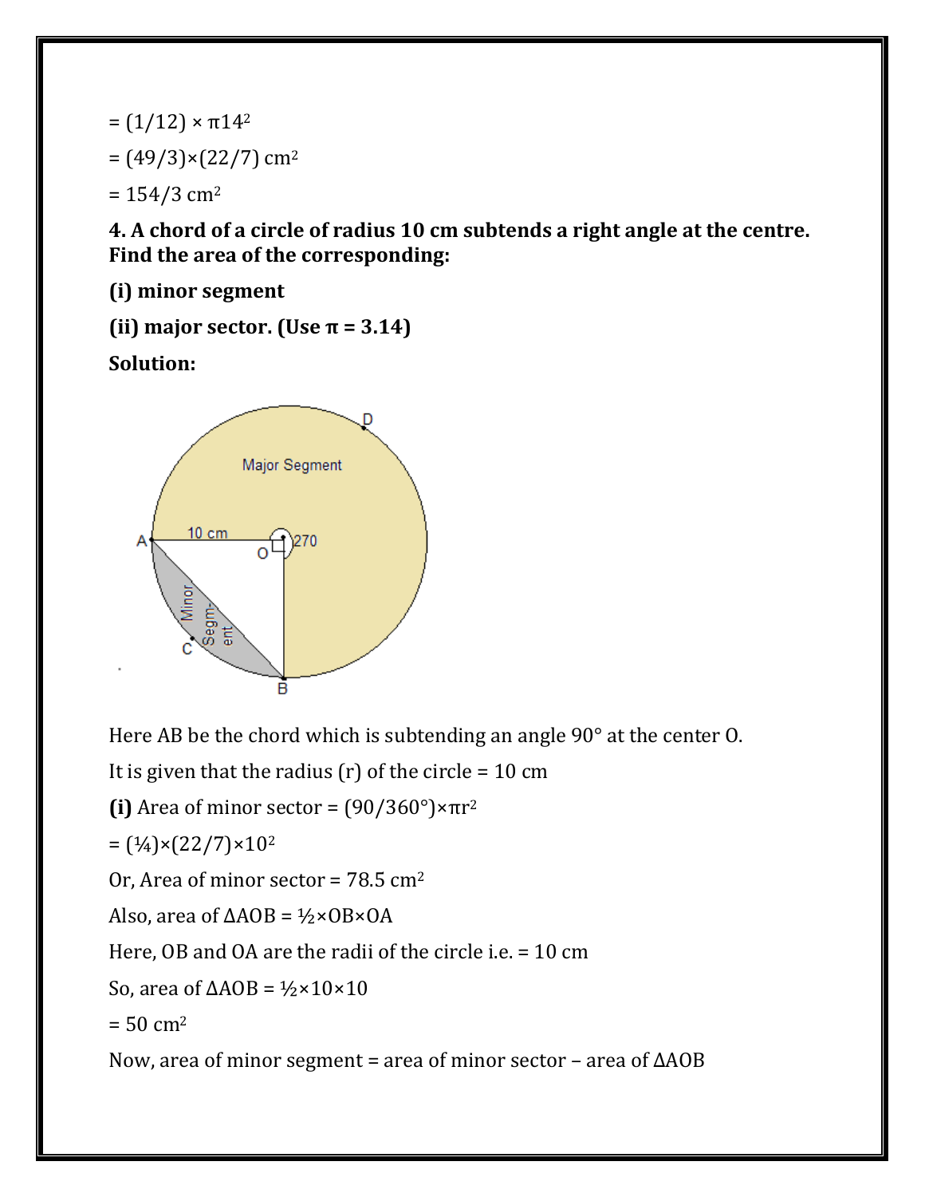$= (1/12) \times \pi 14^2$

$= (49/3)\times(22/7) \text{ cm}^2$

$= 154/3 \text{ cm}^2$

**4. A chord of a circle of radius 10 cm subtends a right angle at the centre. Find the area of the corresponding:**

**(i) minor segment**

**(ii) major sector. (Use π = 3.14)**

**Solution:**

Here AB be the chord which is subtending an angle 90° at the center O.

It is given that the radius (r) of the circle = 10 cm

**(i)** Area of minor sector = $(90/360°)\times\pi r^2$

$= (¼)\times(22/7)\times10^2$

Or, Area of minor sector = 78.5 cm$^2$

Also, area of ΔAOB = ½×OB×OA

Here, OB and OA are the radii of the circle i.e. = 10 cm

So, area of ΔAOB = ½×10×10

= 50 cm$^2$

Now, area of minor segment = area of minor sector – area of ΔAOB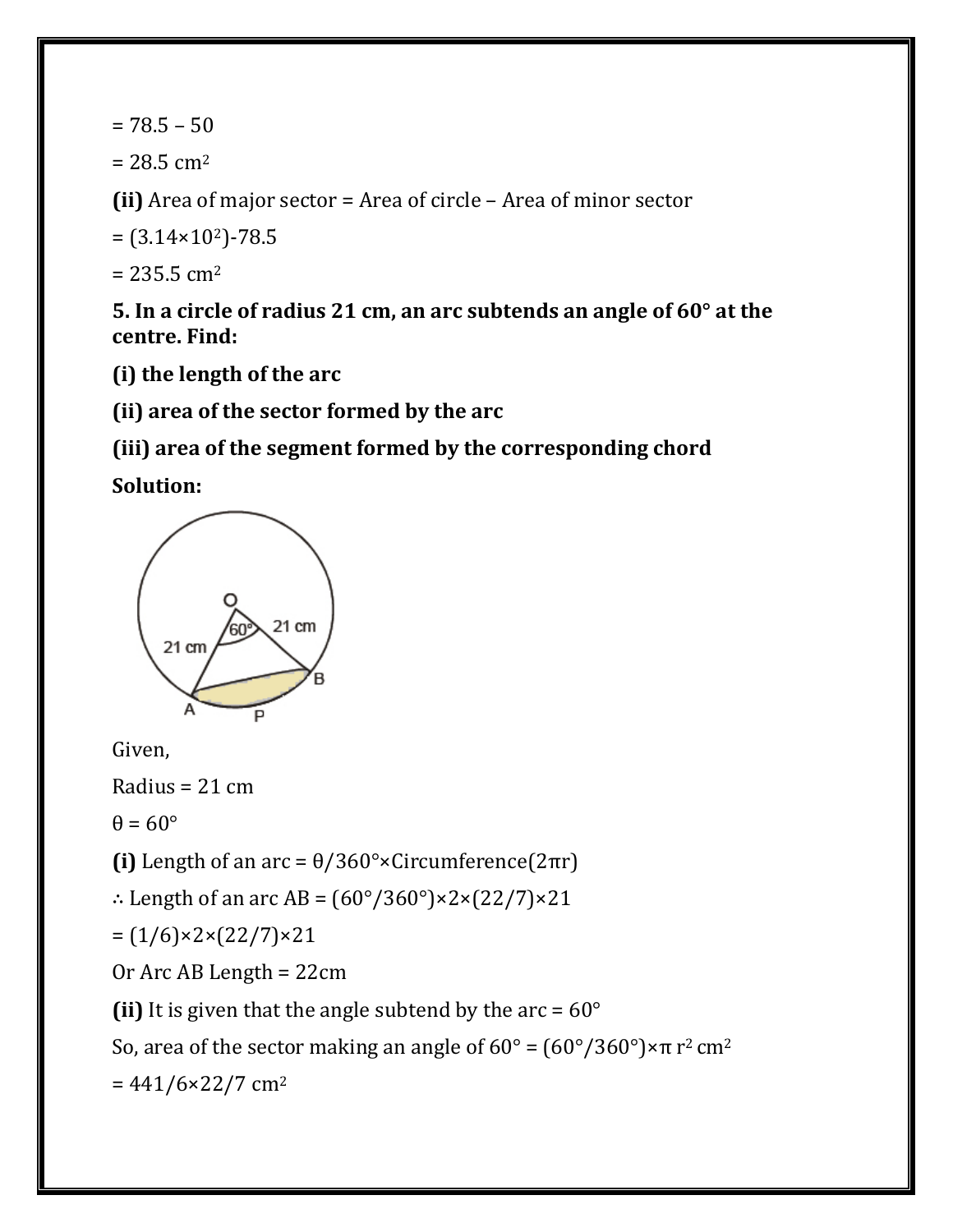= 78.5 – 50

= 28.5 cm$^2$

**(ii)** Area of major sector = Area of circle – Area of minor sector

= $(3.14\times10^2)$-78.5

= 235.5 cm$^2$

**5. In a circle of radius 21 cm, an arc subtends an angle of 60° at the centre. Find:**

**(i) the length of the arc**

**(ii) area of the sector formed by the arc**

**(iii) area of the segment formed by the corresponding chord**

**Solution:**

Given,

Radius = 21 cm

$\theta = 60°$

**(i)** Length of an arc = $\theta/360°\times$Circumference$(2\pi r)$

∴ Length of an arc AB = $(60°/360°)\times2\times(22/7)\times21$

= $(1/6)\times2\times(22/7)\times21$

Or Arc AB Length = 22cm

**(ii)** It is given that the angle subtend by the arc = 60°

So, area of the sector making an angle of 60° = $(60°/360°)\times\pi r^2$ cm$^2$

= $441/6\times22/7$ cm$^2$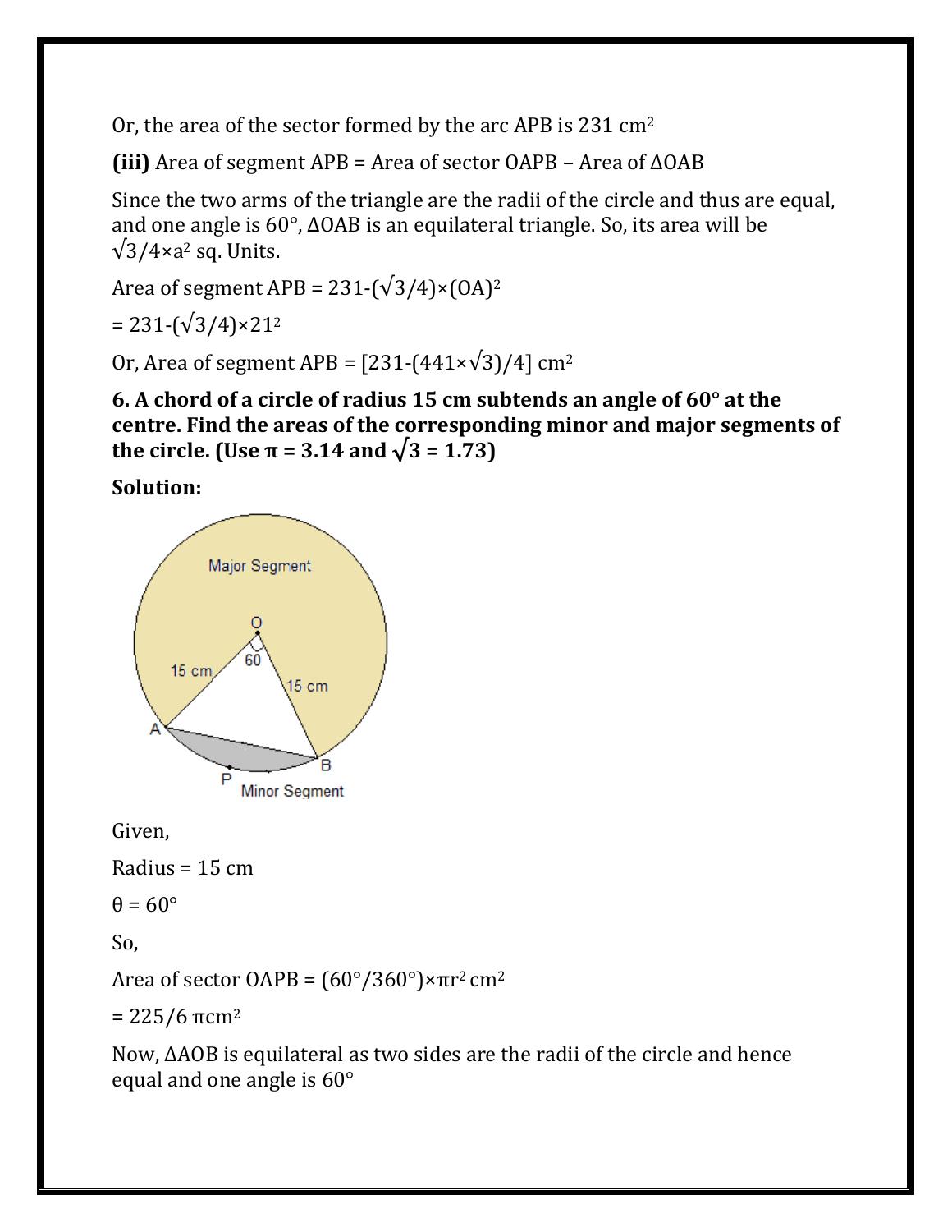Or, the area of the sector formed by the arc APB is 231 $cm^2$

**(iii)** Area of segment APB = Area of sector OAPB – Area of ΔOAB

Since the two arms of the triangle are the radii of the circle and thus are equal, and one angle is 60°, ΔOAB is an equilateral triangle. So, its area will be $\sqrt{3}/4 \times a^2$ sq. Units.

Area of segment APB = $231-(\sqrt{3}/4)\times(OA)^2$

= $231-(\sqrt{3}/4)\times 21^2$

Or, Area of segment APB = $[231-(441\times\sqrt{3})/4]$ $cm^2$

**6. A chord of a circle of radius 15 cm subtends an angle of 60° at the centre. Find the areas of the corresponding minor and major segments of the circle. (Use π = 3.14 and $\sqrt{3}$ = 1.73)**

**Solution:**

Given,

Radius = 15 cm

θ = 60°

So,

Area of sector OAPB = $(60°/360°)\times\pi r^2$ $cm^2$

= $225/6\ \pi cm^2$

Now, ΔAOB is equilateral as two sides are the radii of the circle and hence equal and one angle is 60°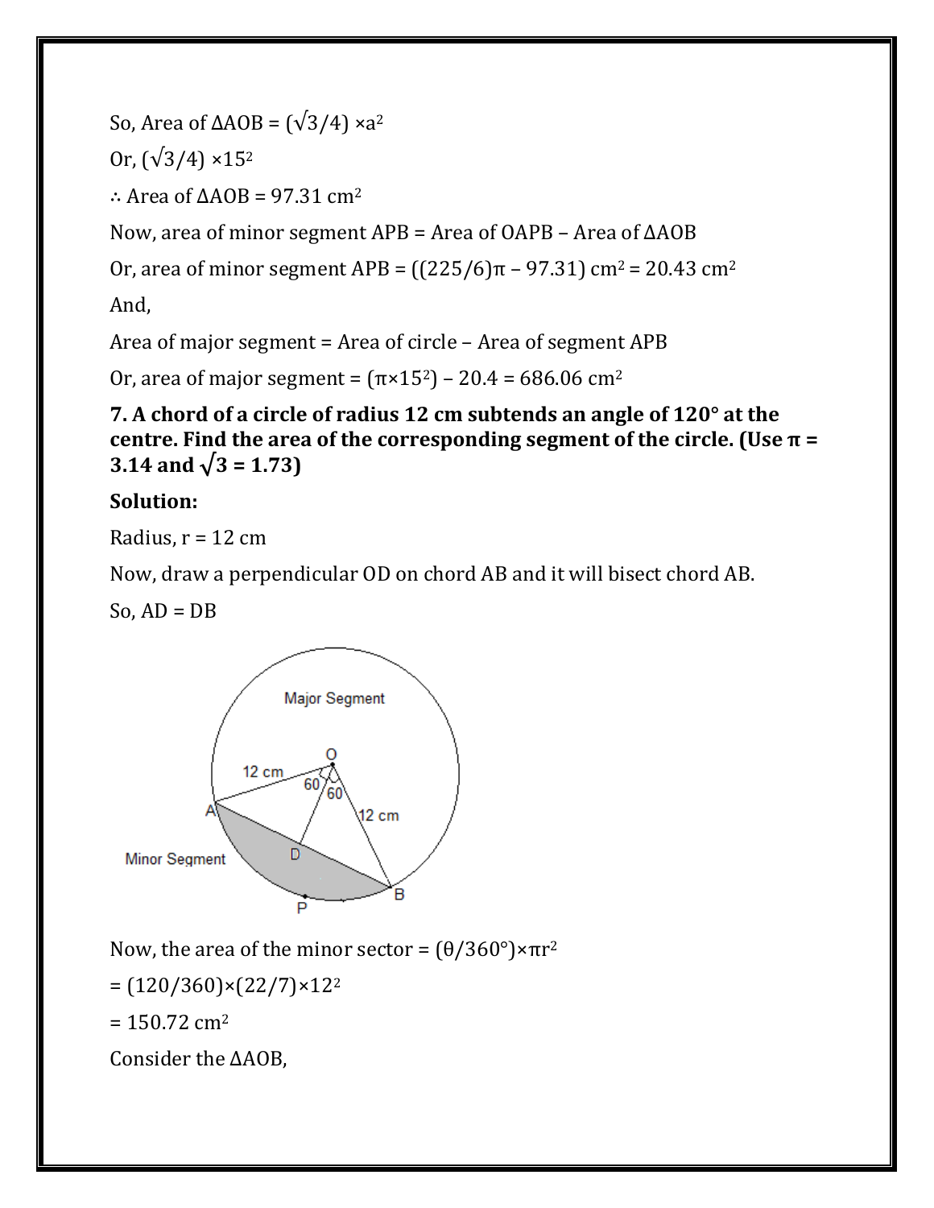So, Area of ΔAOB = $(\sqrt{3}/4) \times a^2$

Or, $(\sqrt{3}/4) \times 15^2$

∴ Area of ΔAOB = 97.31 $cm^2$

Now, area of minor segment APB = Area of OAPB – Area of ΔAOB

Or, area of minor segment APB = $((225/6)\pi - 97.31)$ $cm^2$ = 20.43 $cm^2$

And,

Area of major segment = Area of circle – Area of segment APB

Or, area of major segment = $(\pi \times 15^2) - 20.4$ = 686.06 $cm^2$

**7. A chord of a circle of radius 12 cm subtends an angle of 120° at the centre. Find the area of the corresponding segment of the circle. (Use π = 3.14 and $\sqrt{3}$ = 1.73)**

**Solution:**

Radius, r = 12 cm

Now, draw a perpendicular OD on chord AB and it will bisect chord AB.

So, AD = DB

Now, the area of the minor sector = $(\theta/360°) \times \pi r^2$

= $(120/360) \times (22/7) \times 12^2$

= 150.72 $cm^2$

Consider the ΔAOB,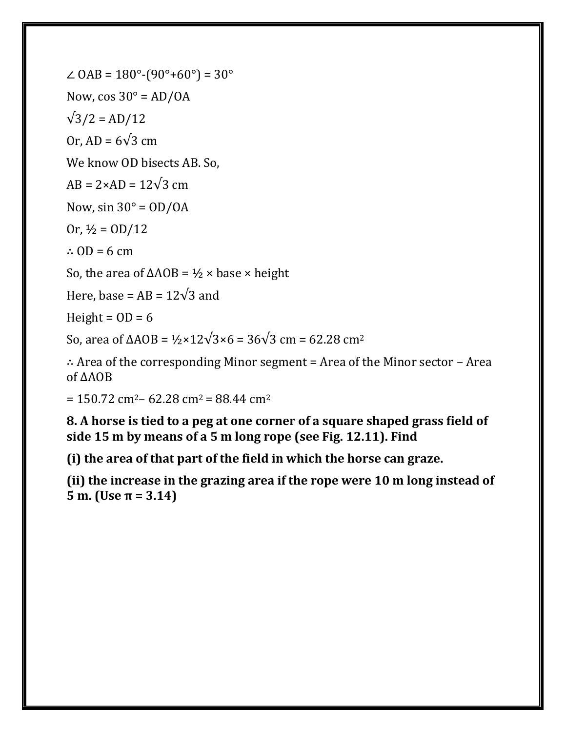$\angle$ OAB = 180°-(90°+60°) = 30°

Now, cos 30° = AD/OA

$\sqrt{3}/2$ = AD/12

Or, AD = $6\sqrt{3}$ cm

We know OD bisects AB. So,

AB = 2×AD = $12\sqrt{3}$ cm

Now, sin 30° = OD/OA

Or, ½ = OD/12

∴ OD = 6 cm

So, the area of ΔAOB = ½ × base × height

Here, base = AB = $12\sqrt{3}$ and

Height = OD = 6

So, area of ΔAOB = ½×$12\sqrt{3}$×6 = $36\sqrt{3}$ cm = 62.28 $cm^2$

∴ Area of the corresponding Minor segment = Area of the Minor sector – Area of ΔAOB

= 150.72 $cm^2$– 62.28 $cm^2$ = 88.44 $cm^2$

**8. A horse is tied to a peg at one corner of a square shaped grass field of side 15 m by means of a 5 m long rope (see Fig. 12.11). Find**

**(i) the area of that part of the field in which the horse can graze.**

**(ii) the increase in the grazing area if the rope were 10 m long instead of 5 m. (Use π = 3.14)**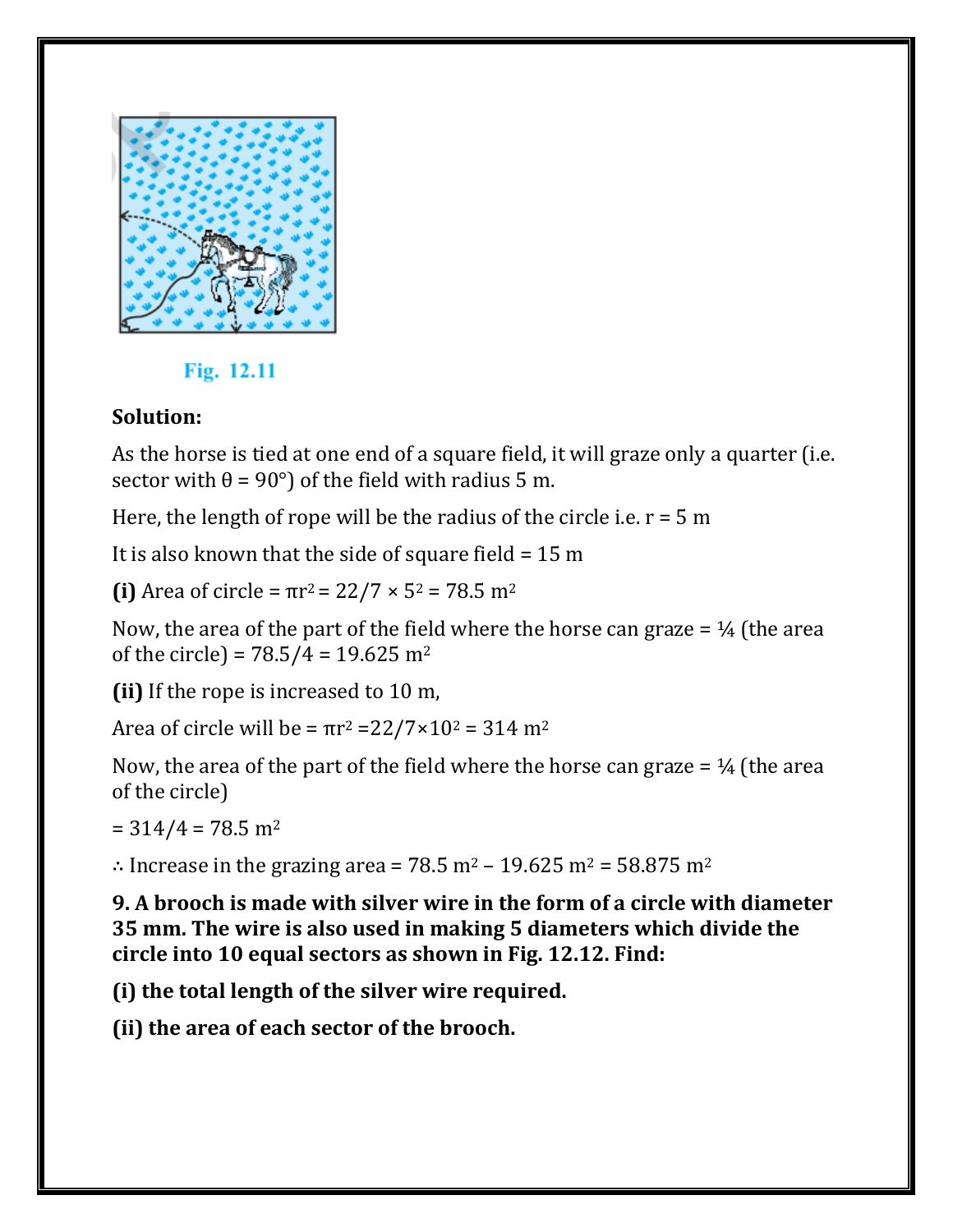Fig. 12.11

**Solution:**

As the horse is tied at one end of a square field, it will graze only a quarter (i.e. sector with $\theta = 90°$) of the field with radius 5 m.

Here, the length of rope will be the radius of the circle i.e. r = 5 m

It is also known that the side of square field = 15 m

**(i)** Area of circle = $\pi r^2 = 22/7 \times 5^2 = 78.5$ m$^2$

Now, the area of the part of the field where the horse can graze = ¼ (the area of the circle) = $78.5/4 = 19.625$ m$^2$

**(ii)** If the rope is increased to 10 m,

Area of circle will be = $\pi r^2 = 22/7 \times 10^2 = 314$ m$^2$

Now, the area of the part of the field where the horse can graze = ¼ (the area of the circle)

= $314/4 = 78.5$ m$^2$

∴ Increase in the grazing area = $78.5$ m$^2$ – $19.625$ m$^2$ = $58.875$ m$^2$

**9. A brooch is made with silver wire in the form of a circle with diameter 35 mm. The wire is also used in making 5 diameters which divide the circle into 10 equal sectors as shown in Fig. 12.12. Find:**

**(i) the total length of the silver wire required.**

**(ii) the area of each sector of the brooch.**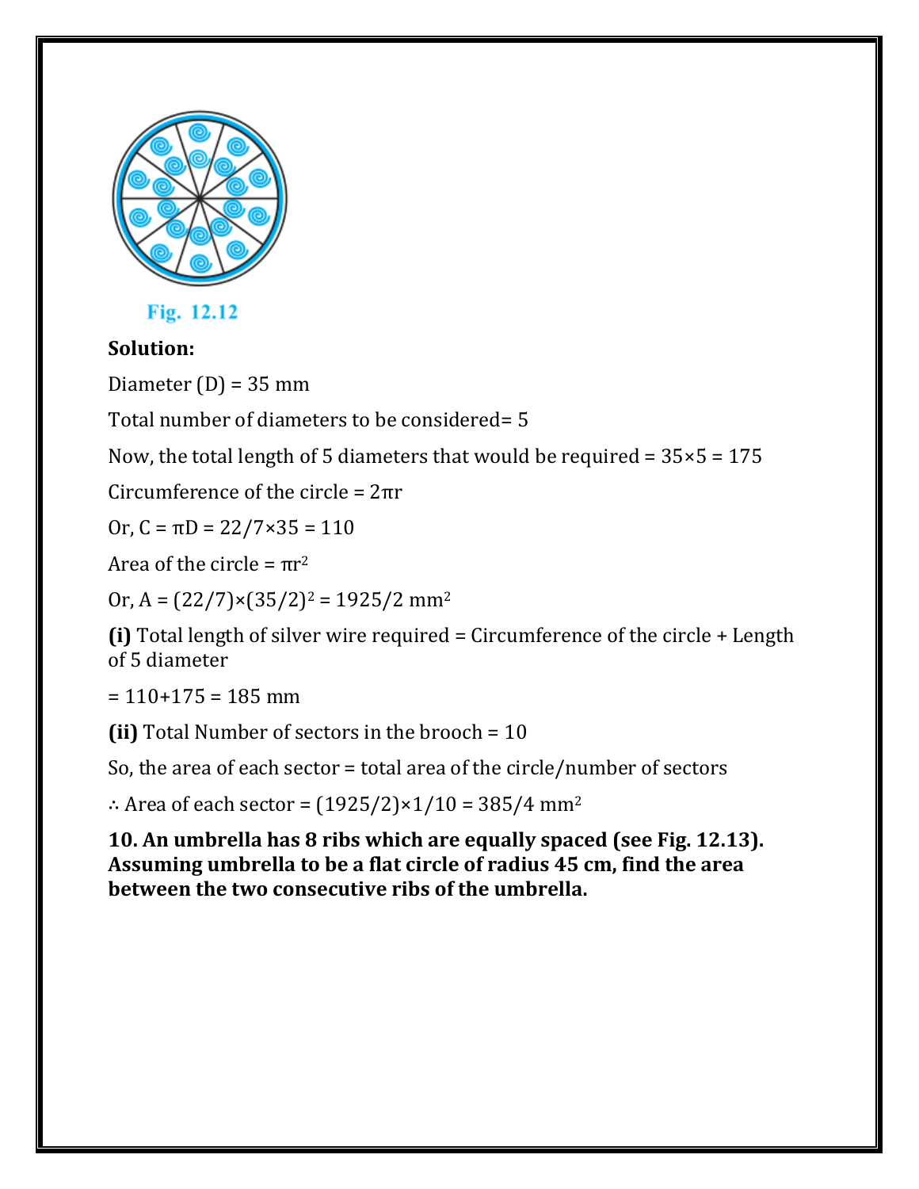Fig. 12.12

**Solution:**

Diameter (D) = 35 mm

Total number of diameters to be considered= 5

Now, the total length of 5 diameters that would be required = 35×5 = 175

Circumference of the circle = $2\pi r$

Or, C = $\pi D$ = 22/7×35 = 110

Area of the circle = $\pi r^2$

Or, A = $(22/7)\times(35/2)^2$ = 1925/2 $mm^2$

**(i)** Total length of silver wire required = Circumference of the circle + Length of 5 diameter

= 110+175 = 185 mm

**(ii)** Total Number of sectors in the brooch = 10

So, the area of each sector = total area of the circle/number of sectors

∴ Area of each sector = (1925/2)×1/10 = 385/4 $mm^2$

**10. An umbrella has 8 ribs which are equally spaced (see Fig. 12.13). Assuming umbrella to be a flat circle of radius 45 cm, find the area between the two consecutive ribs of the umbrella.**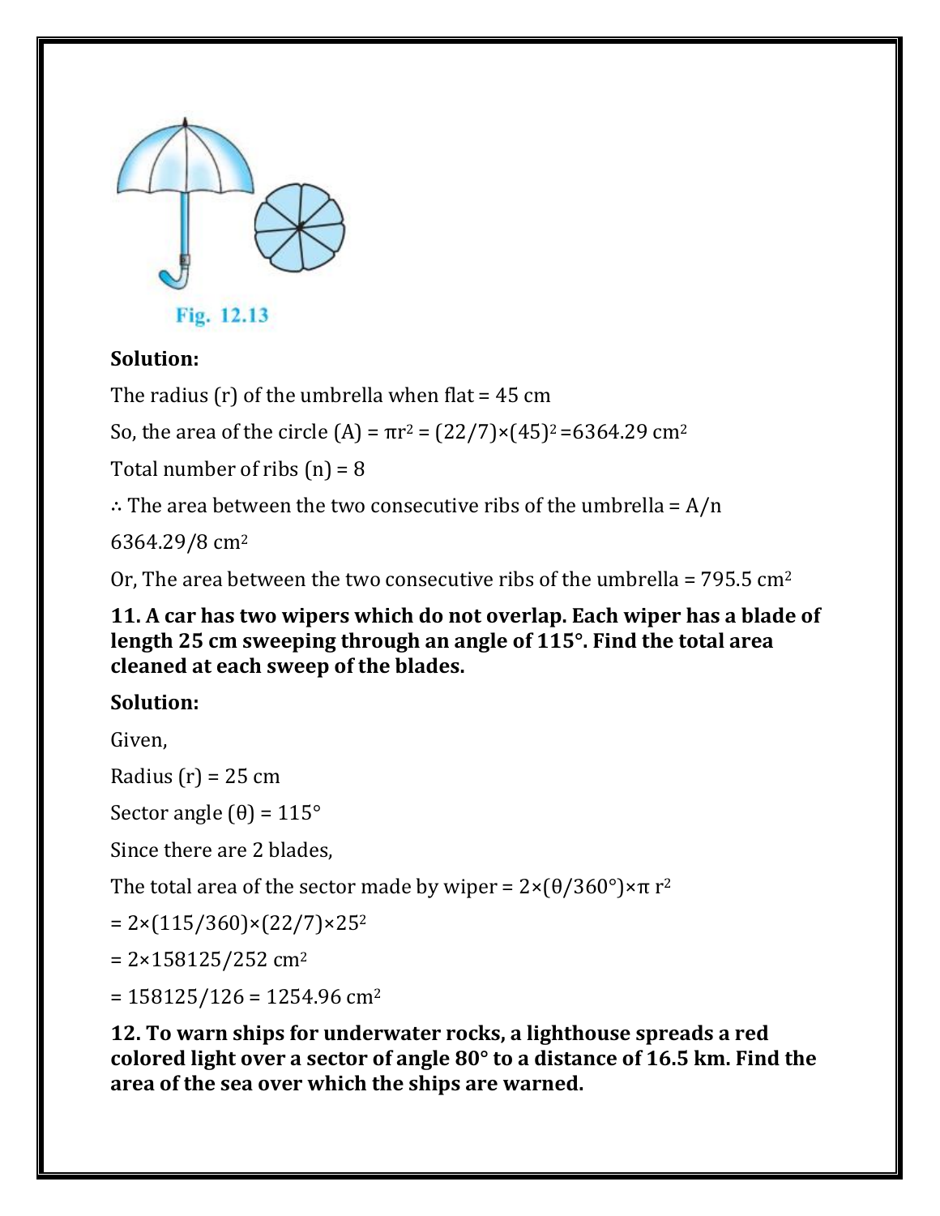Fig. 12.13

**Solution:**

The radius (r) of the umbrella when flat = 45 cm

So, the area of the circle (A) = $\pi r^2 = (22/7)\times(45)^2 = 6364.29$ cm$^2$

Total number of ribs (n) = 8

∴ The area between the two consecutive ribs of the umbrella = A/n

6364.29/8 cm$^2$

Or, The area between the two consecutive ribs of the umbrella = 795.5 cm$^2$

**11. A car has two wipers which do not overlap. Each wiper has a blade of length 25 cm sweeping through an angle of 115°. Find the total area cleaned at each sweep of the blades.**

**Solution:**

Given,

Radius (r) = 25 cm

Sector angle ($\theta$) = 115°

Since there are 2 blades,

The total area of the sector made by wiper = $2\times(\theta/360°)\times\pi r^2$

$= 2\times(115/360)\times(22/7)\times25^2$

$= 2\times158125/252$ cm$^2$

$= 158125/126 = 1254.96$ cm$^2$

**12. To warn ships for underwater rocks, a lighthouse spreads a red colored light over a sector of angle 80° to a distance of 16.5 km. Find the area of the sea over which the ships are warned.**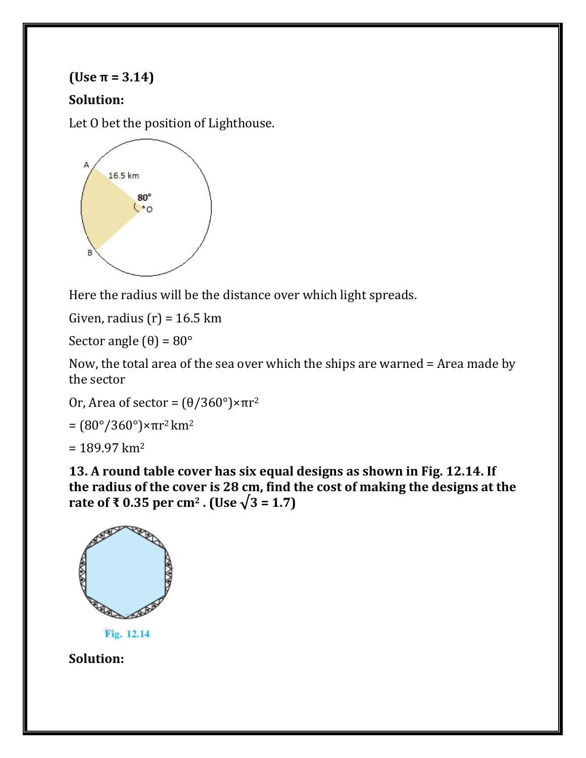**(Use π = 3.14)**

**Solution:**

Let O bet the position of Lighthouse.

Here the radius will be the distance over which light spreads.

Given, radius (r) = 16.5 km

Sector angle (θ) = 80°

Now, the total area of the sea over which the ships are warned = Area made by the sector

Or, Area of sector = $(\theta/360°)\times\pi r^2$

= $(80°/360°)\times\pi r^2$ km$^2$

= 189.97 km$^2$

**13. A round table cover has six equal designs as shown in Fig. 12.14. If the radius of the cover is 28 cm, find the cost of making the designs at the rate of ₹ 0.35 per cm$^2$ . (Use $\sqrt{3}$ = 1.7)**

Fig. 12.14

**Solution:**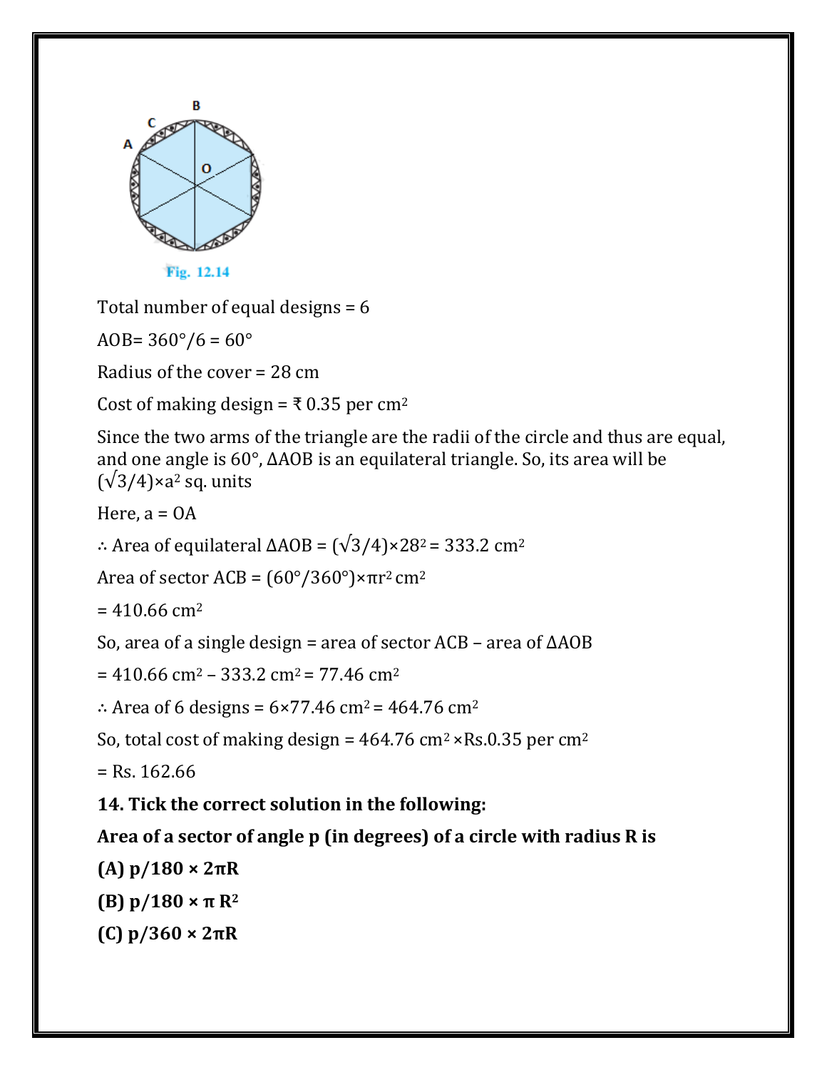Fig. 12.14

Total number of equal designs = 6

AOB= $360°/6 = 60°$

Radius of the cover = 28 cm

Cost of making design = ₹ 0.35 per $cm^2$

Since the two arms of the triangle are the radii of the circle and thus are equal, and one angle is 60°, ΔAOB is an equilateral triangle. So, its area will be $(\sqrt{3}/4)\times a^2$ sq. units

Here, a = OA

∴ Area of equilateral ΔAOB = $(\sqrt{3}/4)\times 28^2 = 333.2$ $cm^2$

Area of sector ACB = $(60°/360°)\times\pi r^2$ $cm^2$

= 410.66 $cm^2$

So, area of a single design = area of sector ACB – area of ΔAOB

= 410.66 $cm^2$ – 333.2 $cm^2$ = 77.46 $cm^2$

∴ Area of 6 designs = $6\times77.46$ $cm^2$ = 464.76 $cm^2$

So, total cost of making design = 464.76 $cm^2$ ×Rs.0.35 per $cm^2$

= Rs. 162.66

**14. Tick the correct solution in the following:**

**Area of a sector of angle p (in degrees) of a circle with radius R is**

**(A) $p/180 \times 2\pi R$**

**(B) $p/180 \times \pi R^2$**

**(C) $p/360 \times 2\pi R$**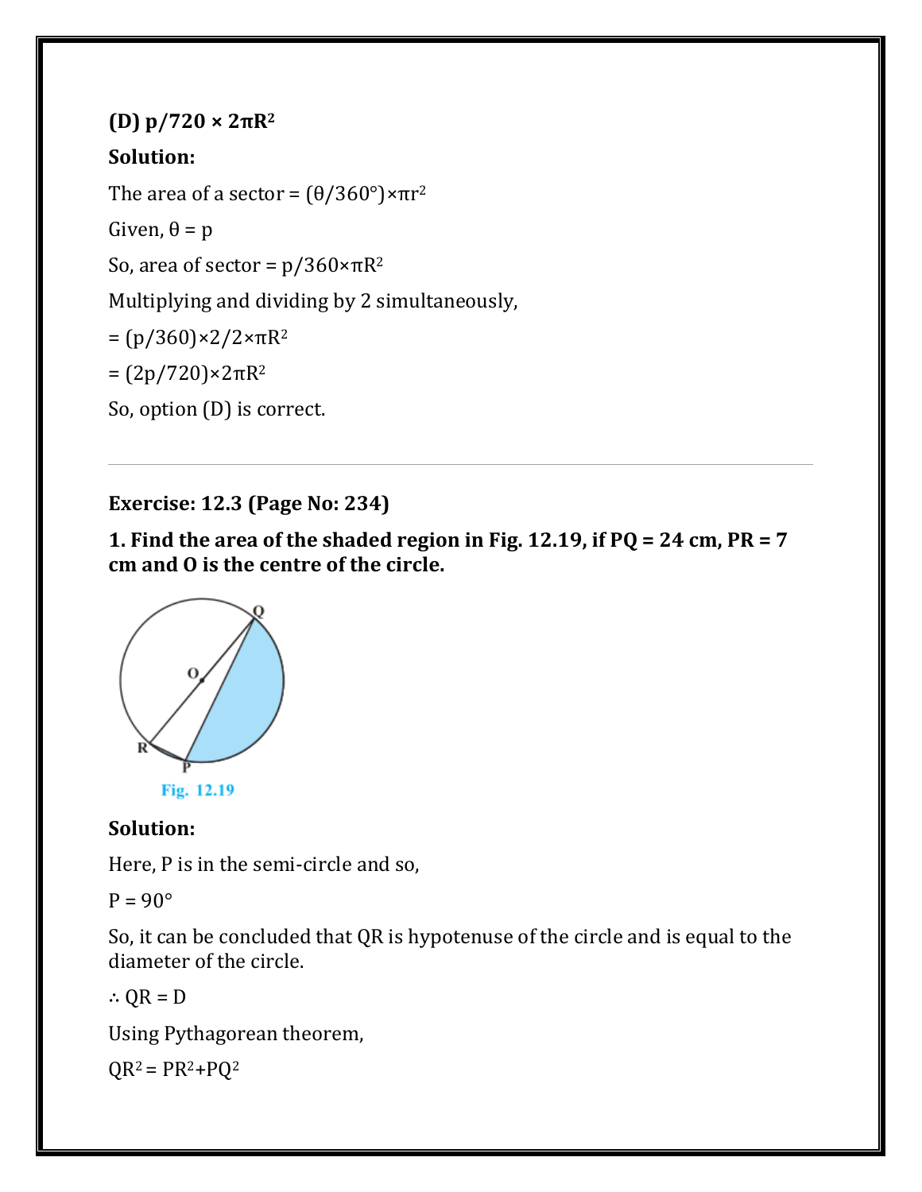**(D) $p/720 \times 2\pi R^2$**

**Solution:**

The area of a sector = $(\theta/360°) \times \pi r^2$

Given, $\theta = p$

So, area of sector = $p/360 \times \pi R^2$

Multiplying and dividing by 2 simultaneously,

= $(p/360) \times 2/2 \times \pi R^2$

= $(2p/720) \times 2\pi R^2$

So, option (D) is correct.

---

**Exercise: 12.3 (Page No: 234)**

**1. Find the area of the shaded region in Fig. 12.19, if PQ = 24 cm, PR = 7 cm and O is the centre of the circle.**

Fig. 12.19

**Solution:**

Here, P is in the semi-circle and so,

P = 90°

So, it can be concluded that QR is hypotenuse of the circle and is equal to the diameter of the circle.

∴ QR = D

Using Pythagorean theorem,

$QR^2 = PR^2 + PQ^2$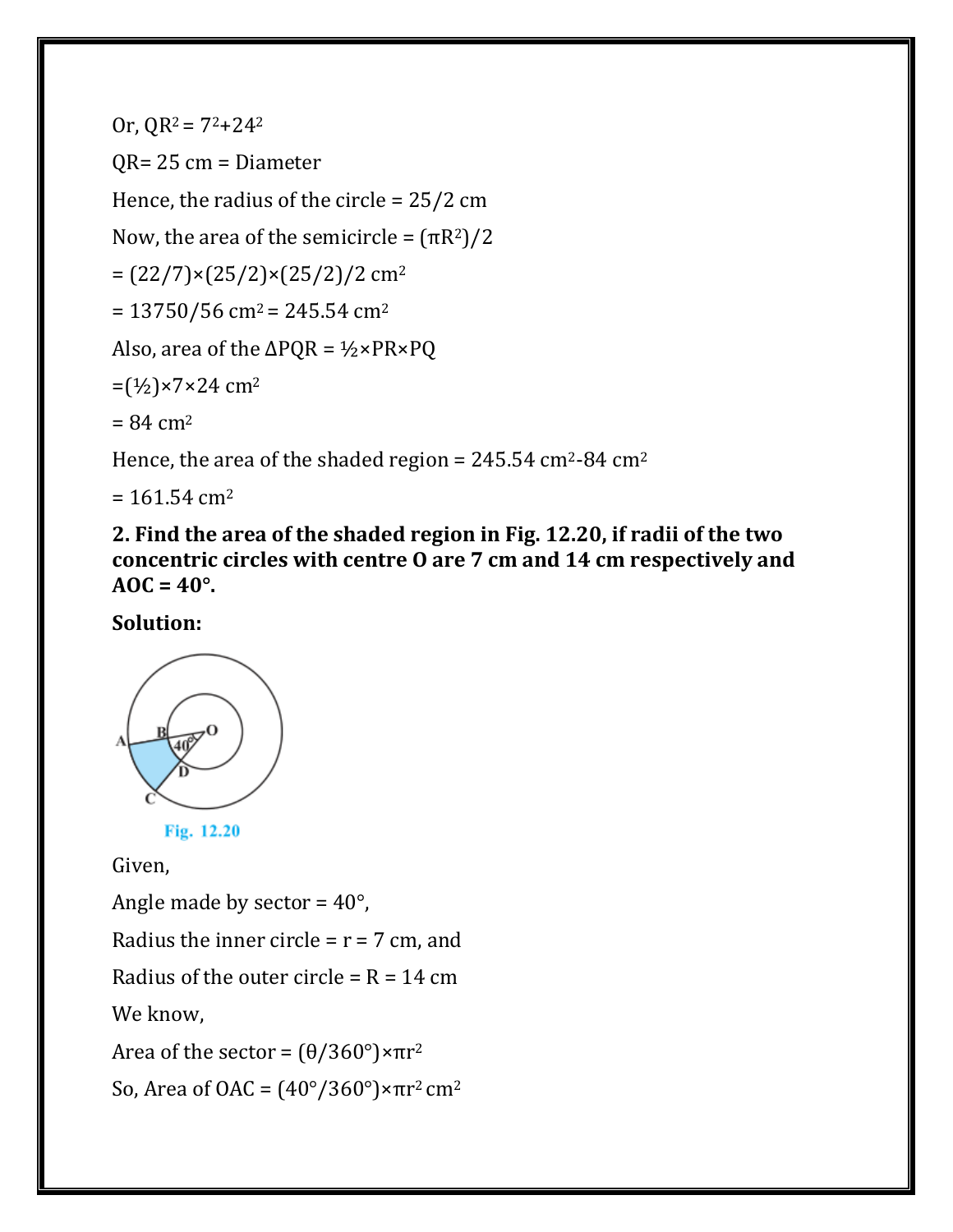Or, $QR^2 = 7^2+24^2$

QR= 25 cm = Diameter

Hence, the radius of the circle = 25/2 cm

Now, the area of the semicircle = $(\pi R^2)/2$

= $(22/7)\times(25/2)\times(25/2)/2$ $cm^2$

= $13750/56$ $cm^2$ = 245.54 $cm^2$

Also, area of the $\Delta PQR = ½\times PR\times PQ$

=$(½)\times 7\times 24$ $cm^2$

= 84 $cm^2$

Hence, the area of the shaded region = 245.54 $cm^2$-84 $cm^2$

= 161.54 $cm^2$

**2. Find the area of the shaded region in Fig. 12.20, if radii of the two concentric circles with centre O are 7 cm and 14 cm respectively and AOC = 40°.**

**Solution:**

Fig. 12.20

Given,

Angle made by sector = 40°,

Radius the inner circle = r = 7 cm, and

Radius of the outer circle = R = 14 cm

We know,

Area of the sector = $(\theta/360°)\times\pi r^2$

So, Area of OAC = $(40°/360°)\times\pi r^2$ $cm^2$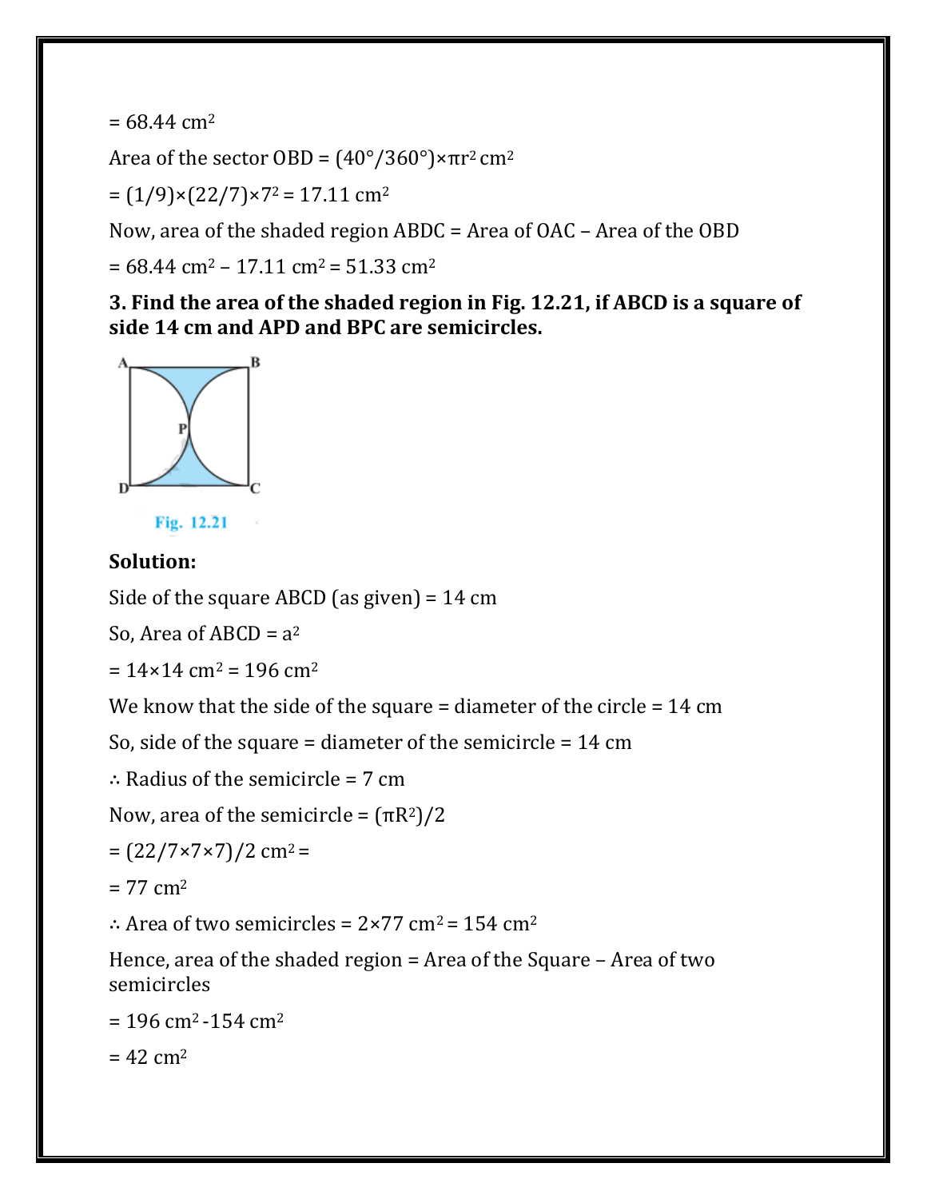$= 68.44\ cm^2$

Area of the sector OBD $= (40°/360°)\times\pi r^2\ cm^2$

$= (1/9)\times(22/7)\times7^2 = 17.11\ cm^2$

Now, area of the shaded region ABDC = Area of OAC – Area of the OBD

$= 68.44\ cm^2 - 17.11\ cm^2 = 51.33\ cm^2$

**3. Find the area of the shaded region in Fig. 12.21, if ABCD is a square of side 14 cm and APD and BPC are semicircles.**

Fig. 12.21

**Solution:**

Side of the square ABCD (as given) = 14 cm

So, Area of ABCD $= a^2$

$= 14\times14\ cm^2 = 196\ cm^2$

We know that the side of the square = diameter of the circle = 14 cm

So, side of the square = diameter of the semicircle = 14 cm

∴ Radius of the semicircle = 7 cm

Now, area of the semicircle $= (\pi R^2)/2$

$= (22/7\times7\times7)/2\ cm^2 =$

$= 77\ cm^2$

∴ Area of two semicircles $= 2\times77\ cm^2 = 154\ cm^2$

Hence, area of the shaded region = Area of the Square – Area of two semicircles

$= 196\ cm^2 - 154\ cm^2$

$= 42\ cm^2$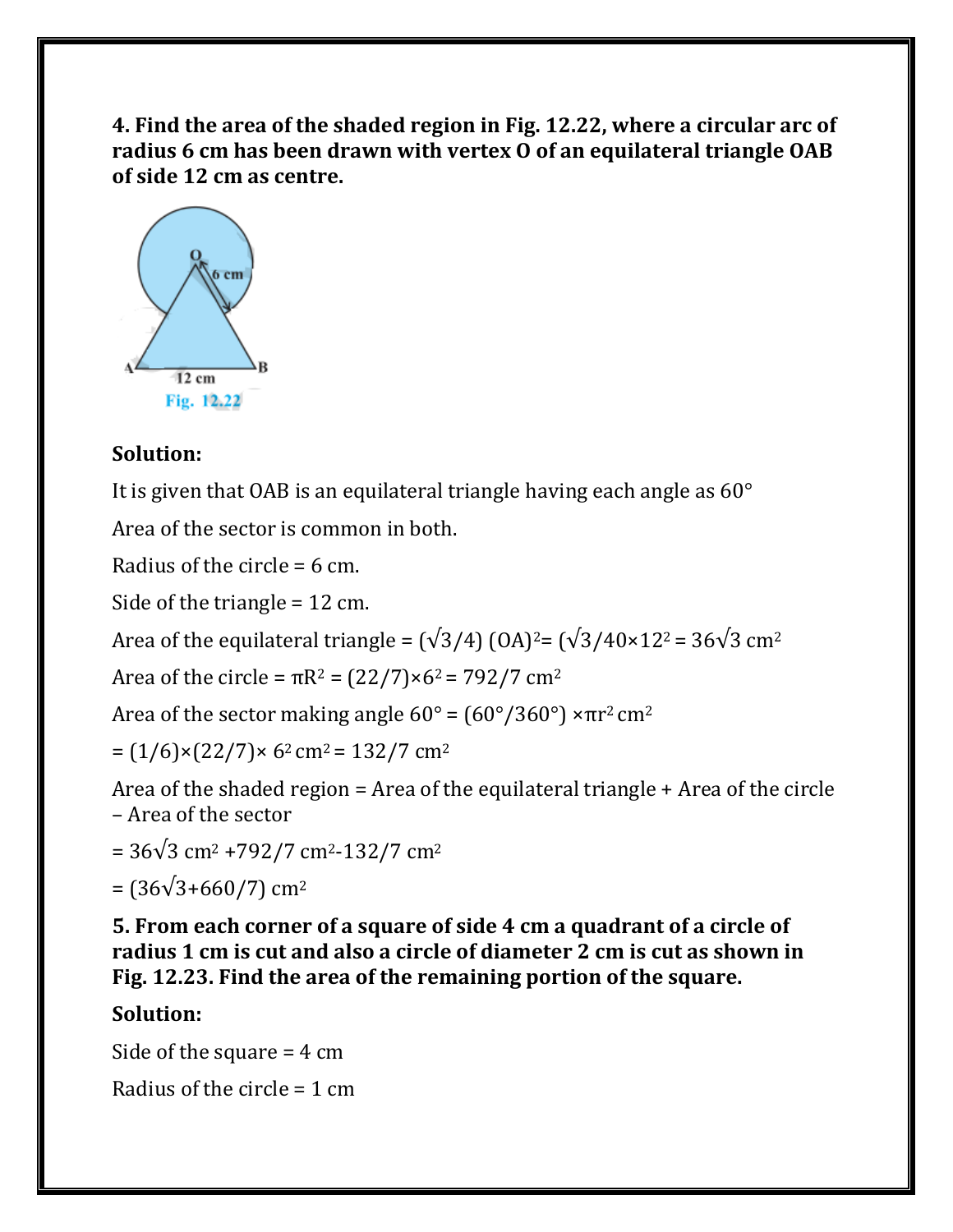**4. Find the area of the shaded region in Fig. 12.22, where a circular arc of radius 6 cm has been drawn with vertex O of an equilateral triangle OAB of side 12 cm as centre.**

Fig. 12.22

**Solution:**

It is given that OAB is an equilateral triangle having each angle as 60°

Area of the sector is common in both.

Radius of the circle = 6 cm.

Side of the triangle = 12 cm.

Area of the equilateral triangle = $(\sqrt{3}/4)\ (OA)^2 = (\sqrt{3}/40 \times 12^2 = 36\sqrt{3}$ cm$^2$

Area of the circle = $\pi R^2 = (22/7) \times 6^2 = 792/7$ cm$^2$

Area of the sector making angle 60° = $(60°/360°) \times \pi r^2$ cm$^2$

$= (1/6) \times (22/7) \times 6^2$ cm$^2$ = $132/7$ cm$^2$

Area of the shaded region = Area of the equilateral triangle + Area of the circle – Area of the sector

$= 36\sqrt{3}$ cm$^2$ $+ 792/7$ cm$^2$ $- 132/7$ cm$^2$

$= (36\sqrt{3} + 660/7)$ cm$^2$

**5. From each corner of a square of side 4 cm a quadrant of a circle of radius 1 cm is cut and also a circle of diameter 2 cm is cut as shown in Fig. 12.23. Find the area of the remaining portion of the square.**

**Solution:**

Side of the square = 4 cm

Radius of the circle = 1 cm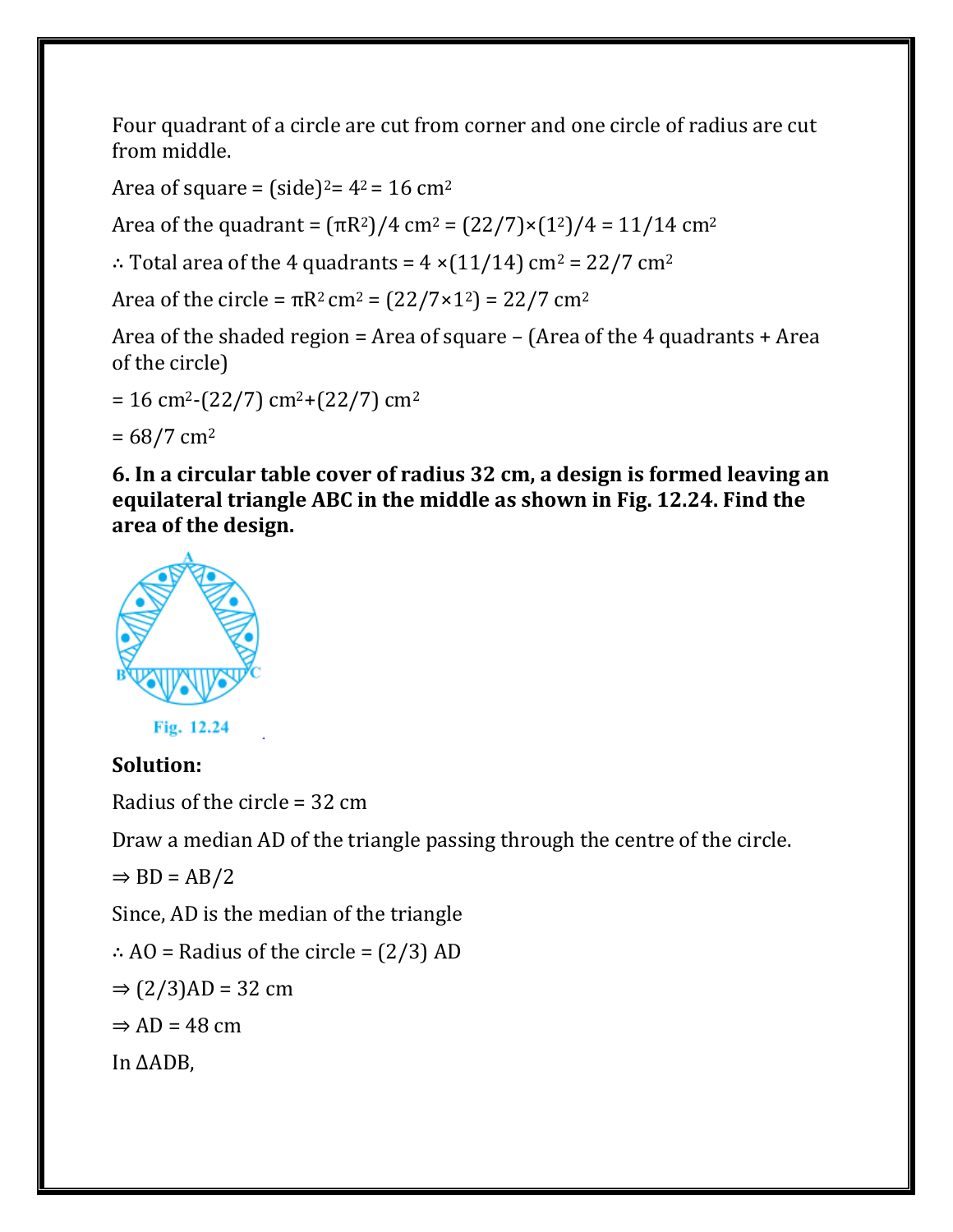Four quadrant of a circle are cut from corner and one circle of radius are cut from middle.

Area of square = $(\text{side})^2 = 4^2 = 16\ \text{cm}^2$

Area of the quadrant = $(\pi R^2)/4\ \text{cm}^2 = (22/7)\times(1^2)/4 = 11/14\ \text{cm}^2$

$\therefore$ Total area of the 4 quadrants = $4 \times (11/14)\ \text{cm}^2 = 22/7\ \text{cm}^2$

Area of the circle = $\pi R^2\ \text{cm}^2 = (22/7\times1^2) = 22/7\ \text{cm}^2$

Area of the shaded region = Area of square – (Area of the 4 quadrants + Area of the circle)

$= 16\ \text{cm}^2 - (22/7)\ \text{cm}^2 + (22/7)\ \text{cm}^2$

$= 68/7\ \text{cm}^2$

**6. In a circular table cover of radius 32 cm, a design is formed leaving an equilateral triangle ABC in the middle as shown in Fig. 12.24. Find the area of the design.**

Fig. 12.24

**Solution:**

Radius of the circle = 32 cm

Draw a median AD of the triangle passing through the centre of the circle.

$\Rightarrow BD = AB/2$

Since, AD is the median of the triangle

$\therefore AO$ = Radius of the circle = $(2/3)\ AD$

$\Rightarrow (2/3)AD = 32$ cm

$\Rightarrow AD = 48$ cm

In $\Delta ADB$,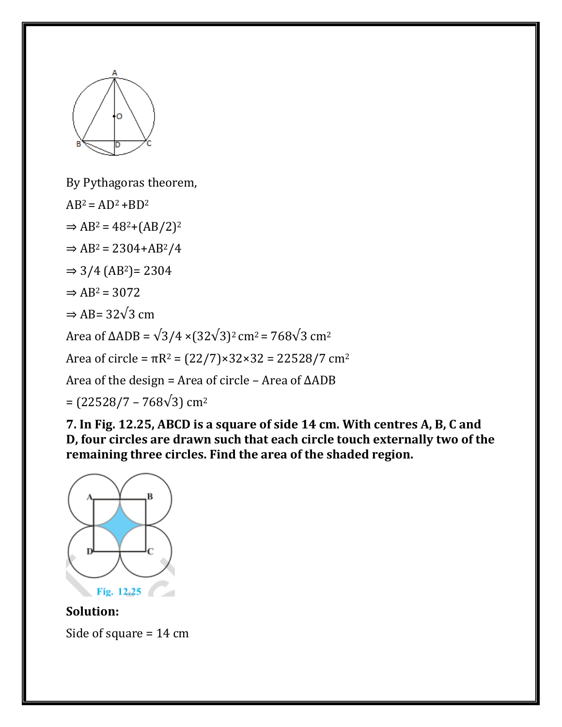By Pythagoras theorem,

$AB^2 = AD^2 + BD^2$

$\Rightarrow AB^2 = 48^2 + (AB/2)^2$

$\Rightarrow AB^2 = 2304 + AB^2/4$

$\Rightarrow 3/4\ (AB^2) = 2304$

$\Rightarrow AB^2 = 3072$

$\Rightarrow AB = 32\sqrt{3}$ cm

Area of $\Delta ADB = \sqrt{3}/4 \times (32\sqrt{3})^2\ \text{cm}^2 = 768\sqrt{3}\ \text{cm}^2$

Area of circle $= \pi R^2 = (22/7) \times 32 \times 32 = 22528/7\ \text{cm}^2$

Area of the design = Area of circle – Area of $\Delta ADB$

$= (22528/7 - 768\sqrt{3})\ \text{cm}^2$

**7. In Fig. 12.25, ABCD is a square of side 14 cm. With centres A, B, C and D, four circles are drawn such that each circle touch externally two of the remaining three circles. Find the area of the shaded region.**

Fig. 12.25

**Solution:**

Side of square = 14 cm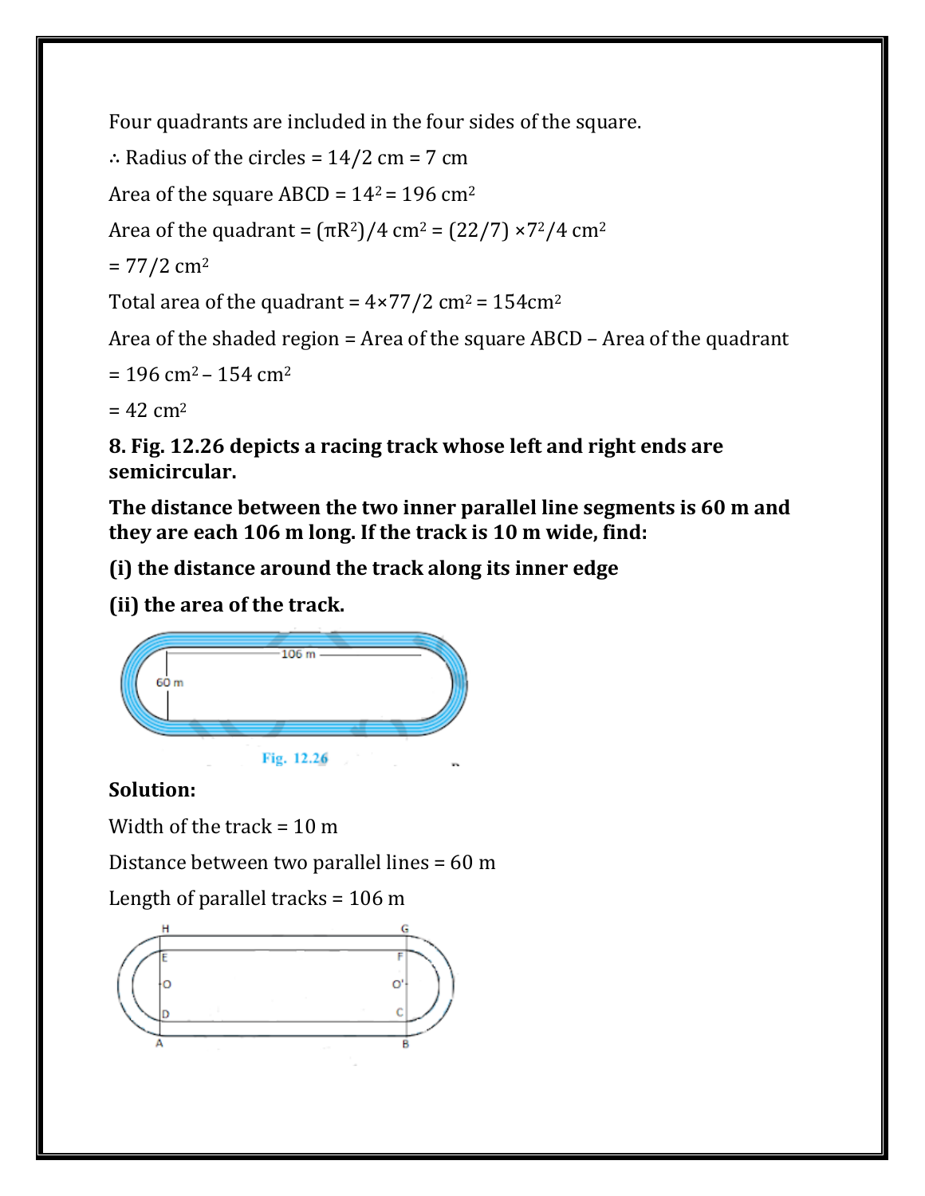Four quadrants are included in the four sides of the square.

∴ Radius of the circles = 14/2 cm = 7 cm

Area of the square ABCD = $14^2$ = 196 $cm^2$

Area of the quadrant = $(\pi R^2)/4$ $cm^2$ = $(22/7) \times 7^2/4$ $cm^2$

= 77/2 $cm^2$

Total area of the quadrant = 4×77/2 $cm^2$ = 154$cm^2$

Area of the shaded region = Area of the square ABCD – Area of the quadrant

= 196 $cm^2$ – 154 $cm^2$

= 42 $cm^2$

**8. Fig. 12.26 depicts a racing track whose left and right ends are semicircular.**

**The distance between the two inner parallel line segments is 60 m and they are each 106 m long. If the track is 10 m wide, find:**

**(i) the distance around the track along its inner edge**

**(ii) the area of the track.**

Fig. 12.26

**Solution:**

Width of the track = 10 m

Distance between two parallel lines = 60 m

Length of parallel tracks = 106 m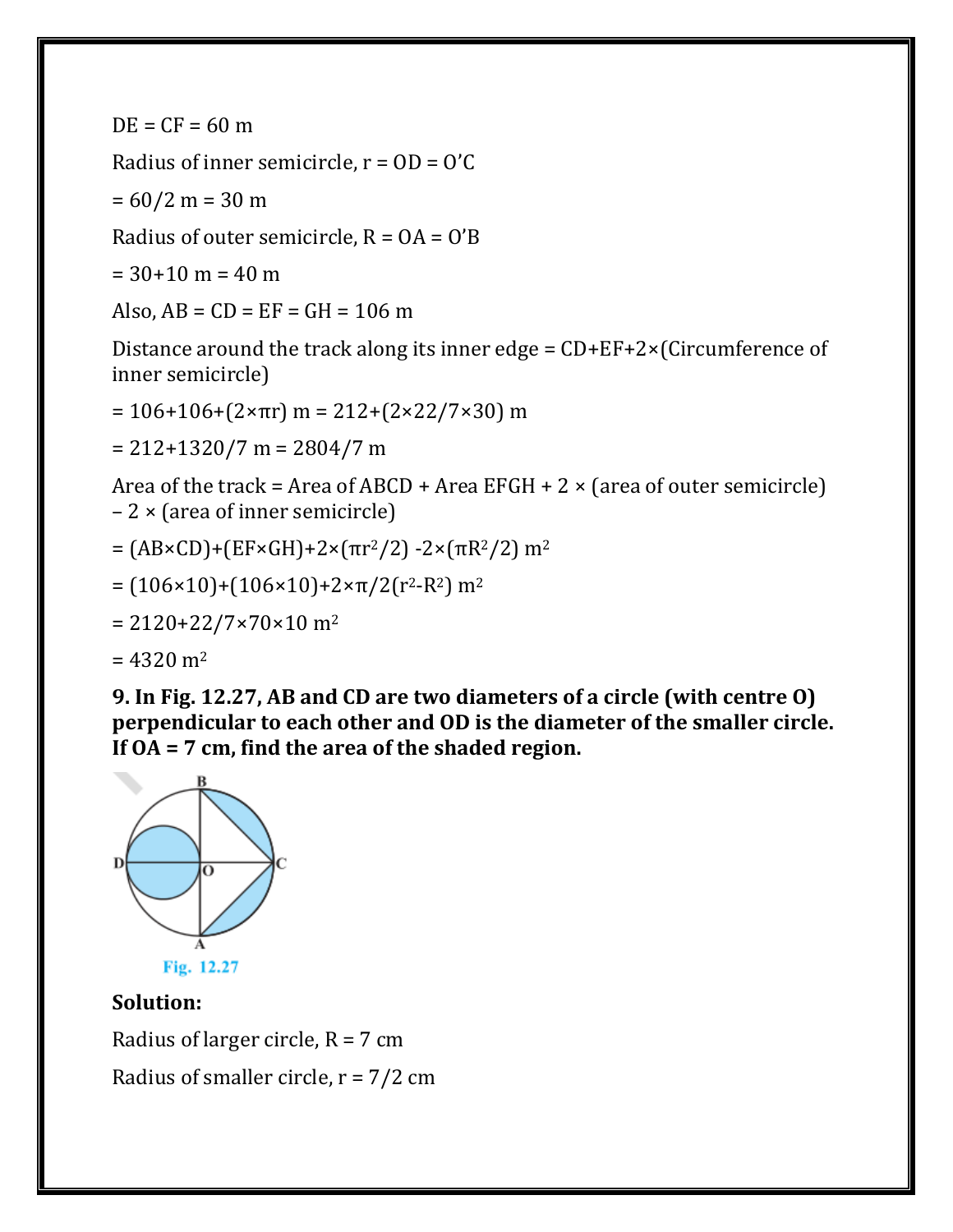DE = CF = 60 m

Radius of inner semicircle, r = OD = O'C

= 60/2 m = 30 m

Radius of outer semicircle, R = OA = O'B

= 30+10 m = 40 m

Also, AB = CD = EF = GH = 106 m

Distance around the track along its inner edge = CD+EF+2×(Circumference of inner semicircle)

= 106+106+(2×πr) m = 212+(2×22/7×30) m

= 212+1320/7 m = 2804/7 m

Area of the track = Area of ABCD + Area EFGH + 2 × (area of outer semicircle) – 2 × (area of inner semicircle)

= (AB×CD)+(EF×GH)+2×($\pi r^2$/2) -2×($\pi R^2$/2) $m^2$

= (106×10)+(106×10)+2×π/2($r^2$-$R^2$) $m^2$

= 2120+22/7×70×10 $m^2$

= 4320 $m^2$

**9. In Fig. 12.27, AB and CD are two diameters of a circle (with centre O) perpendicular to each other and OD is the diameter of the smaller circle. If OA = 7 cm, find the area of the shaded region.**

Fig. 12.27

**Solution:**

Radius of larger circle, R = 7 cm

Radius of smaller circle, r = 7/2 cm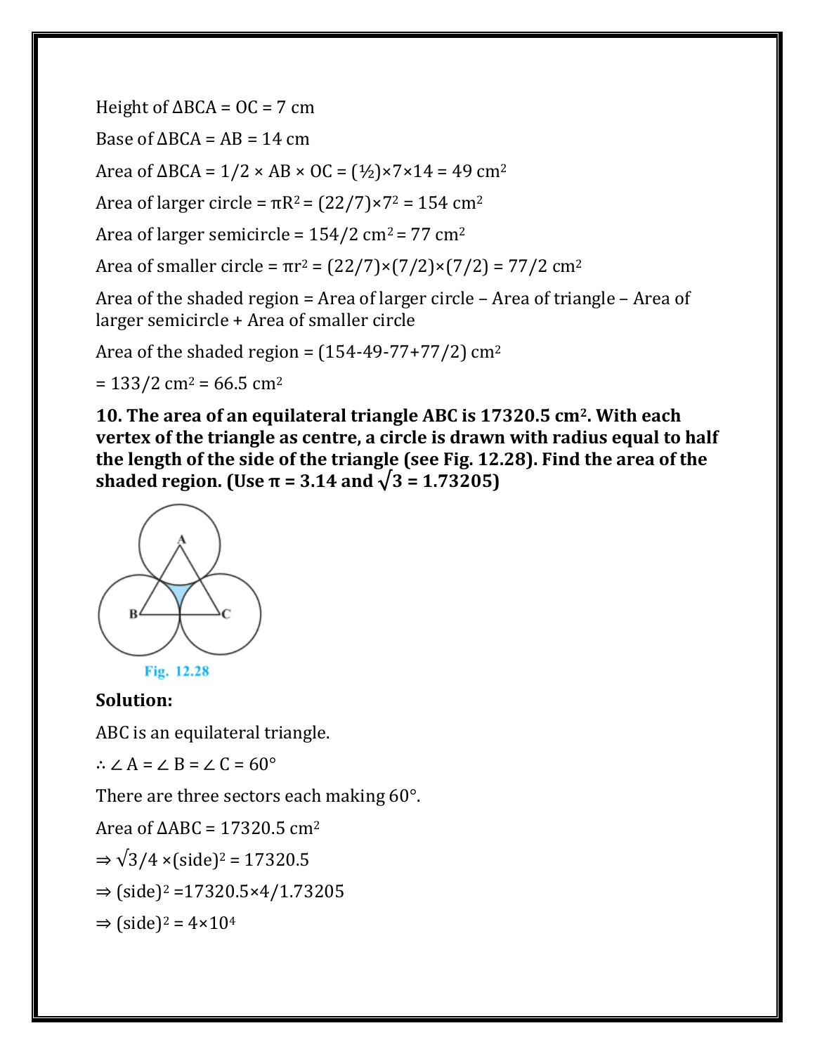Height of ΔBCA = OC = 7 cm

Base of ΔBCA = AB = 14 cm

Area of ΔBCA = $1/2 \times AB \times OC = (½)\times7\times14 = 49$ cm$^2$

Area of larger circle = $\pi R^2 = (22/7)\times7^2 = 154$ cm$^2$

Area of larger semicircle = $154/2$ cm$^2$ = 77 cm$^2$

Area of smaller circle = $\pi r^2 = (22/7)\times(7/2)\times(7/2) = 77/2$ cm$^2$

Area of the shaded region = Area of larger circle – Area of triangle – Area of larger semicircle + Area of smaller circle

Area of the shaded region = $(154-49-77+77/2)$ cm$^2$

= $133/2$ cm$^2$ = 66.5 cm$^2$

**10. The area of an equilateral triangle ABC is 17320.5 cm$^2$. With each vertex of the triangle as centre, a circle is drawn with radius equal to half the length of the side of the triangle (see Fig. 12.28). Find the area of the shaded region. (Use π = 3.14 and $\sqrt{3}$ = 1.73205)**

Fig. 12.28

**Solution:**

ABC is an equilateral triangle.

∴ ∠ A = ∠ B = ∠ C = 60°

There are three sectors each making 60°.

Area of ΔABC = 17320.5 cm$^2$

⇒ $\sqrt{3}/4 \times(\text{side})^2 = 17320.5$

⇒ $(\text{side})^2 = 17320.5\times4/1.73205$

⇒ $(\text{side})^2 = 4\times10^4$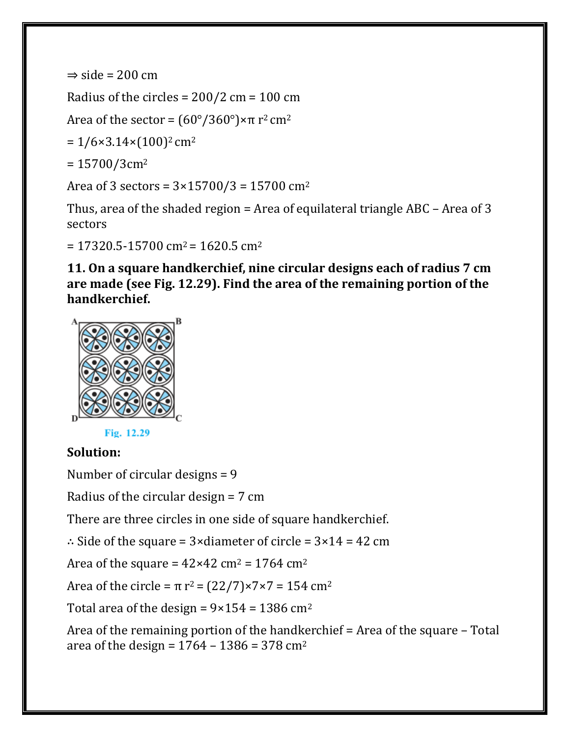$\Rightarrow$ side = 200 cm

Radius of the circles = 200/2 cm = 100 cm

Area of the sector = $(60°/360°) \times \pi r^2$ cm$^2$

= $1/6 \times 3.14 \times (100)^2$ cm$^2$

= 15700/3cm$^2$

Area of 3 sectors = $3 \times 15700/3$ = 15700 cm$^2$

Thus, area of the shaded region = Area of equilateral triangle ABC – Area of 3 sectors

= 17320.5-15700 cm$^2$ = 1620.5 cm$^2$

**11. On a square handkerchief, nine circular designs each of radius 7 cm are made (see Fig. 12.29). Find the area of the remaining portion of the handkerchief.**

Fig. 12.29

**Solution:**

Number of circular designs = 9

Radius of the circular design = 7 cm

There are three circles in one side of square handkerchief.

∴ Side of the square = 3×diameter of circle = 3×14 = 42 cm

Area of the square = 42×42 cm$^2$ = 1764 cm$^2$

Area of the circle = $\pi r^2 = (22/7) \times 7 \times 7$ = 154 cm$^2$

Total area of the design = 9×154 = 1386 cm$^2$

Area of the remaining portion of the handkerchief = Area of the square – Total area of the design = 1764 – 1386 = 378 cm$^2$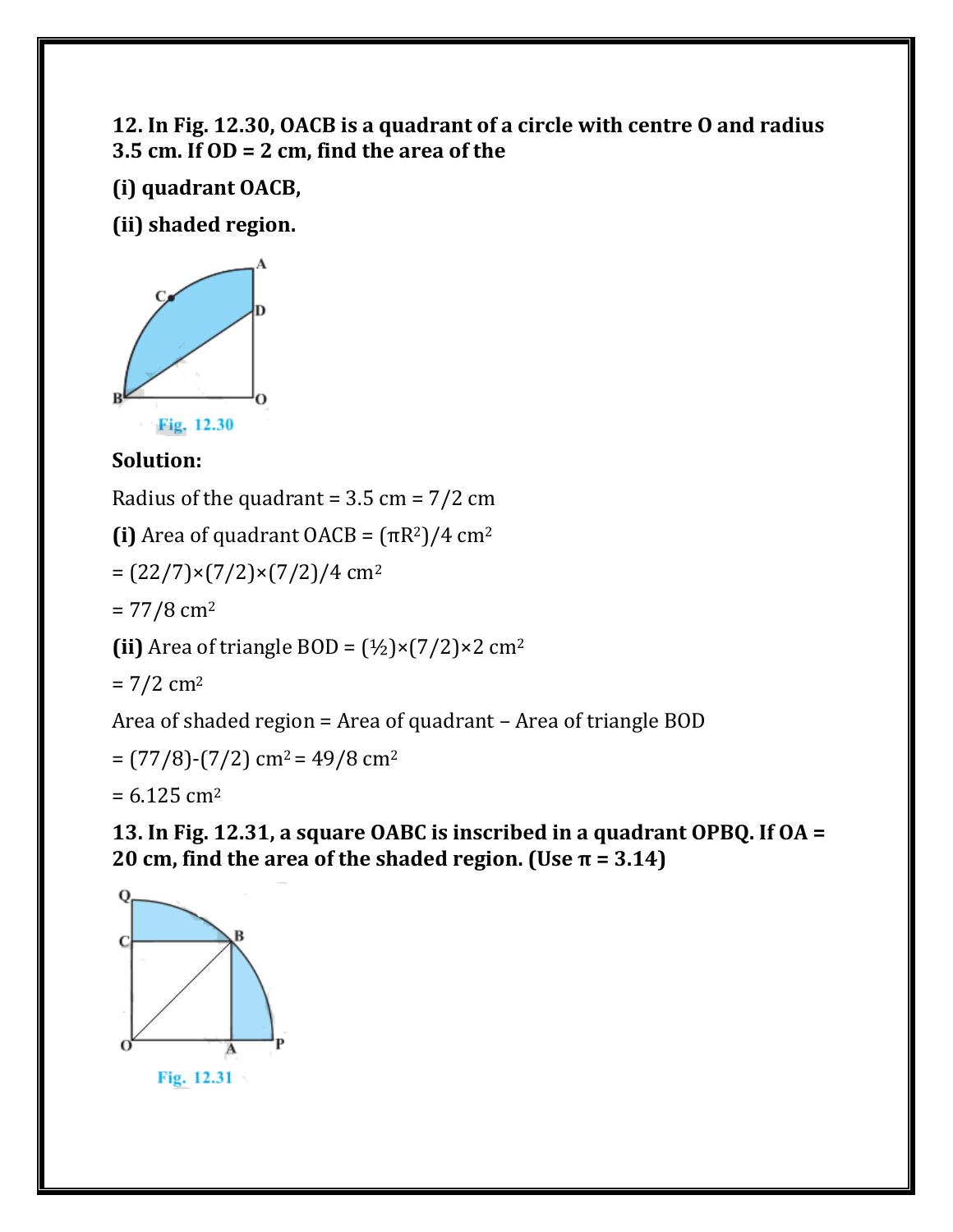**12. In Fig. 12.30, OACB is a quadrant of a circle with centre O and radius 3.5 cm. If OD = 2 cm, find the area of the**

**(i) quadrant OACB,**

**(ii) shaded region.**

Fig. 12.30

**Solution:**

Radius of the quadrant = 3.5 cm = 7/2 cm

**(i)** Area of quadrant OACB = $(\pi R^2)/4$ cm$^2$

= $(22/7)\times(7/2)\times(7/2)/4$ cm$^2$

= $77/8$ cm$^2$

**(ii)** Area of triangle BOD = $(½)\times(7/2)\times 2$ cm$^2$

= $7/2$ cm$^2$

Area of shaded region = Area of quadrant – Area of triangle BOD

= $(77/8)-(7/2)$ cm$^2$ = $49/8$ cm$^2$

= 6.125 cm$^2$

**13. In Fig. 12.31, a square OABC is inscribed in a quadrant OPBQ. If OA = 20 cm, find the area of the shaded region. (Use π = 3.14)**

Fig. 12.31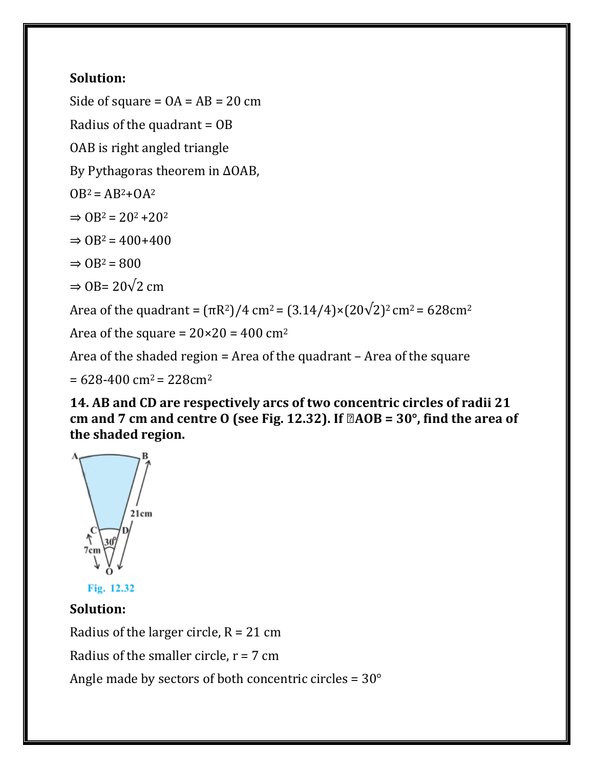**Solution:**

Side of square = OA = AB = 20 cm

Radius of the quadrant = OB

OAB is right angled triangle

By Pythagoras theorem in ΔOAB,

$OB^2 = AB^2+OA^2$

$\Rightarrow OB^2 = 20^2 +20^2$

$\Rightarrow OB^2 = 400+400$

$\Rightarrow OB^2 = 800$

$\Rightarrow OB= 20\sqrt{2}$ cm

Area of the quadrant = $(\pi R^2)/4$ $cm^2$ = $(3.14/4)\times(20\sqrt{2})^2$ $cm^2$ = 628$cm^2$

Area of the square = 20×20 = 400 $cm^2$

Area of the shaded region = Area of the quadrant – Area of the square

= 628-400 $cm^2$ = 228$cm^2$

**14. AB and CD are respectively arcs of two concentric circles of radii 21 cm and 7 cm and centre O (see Fig. 12.32). If ∠AOB = 30°, find the area of the shaded region.**

Fig. 12.32

**Solution:**

Radius of the larger circle, R = 21 cm

Radius of the smaller circle, r = 7 cm

Angle made by sectors of both concentric circles = 30°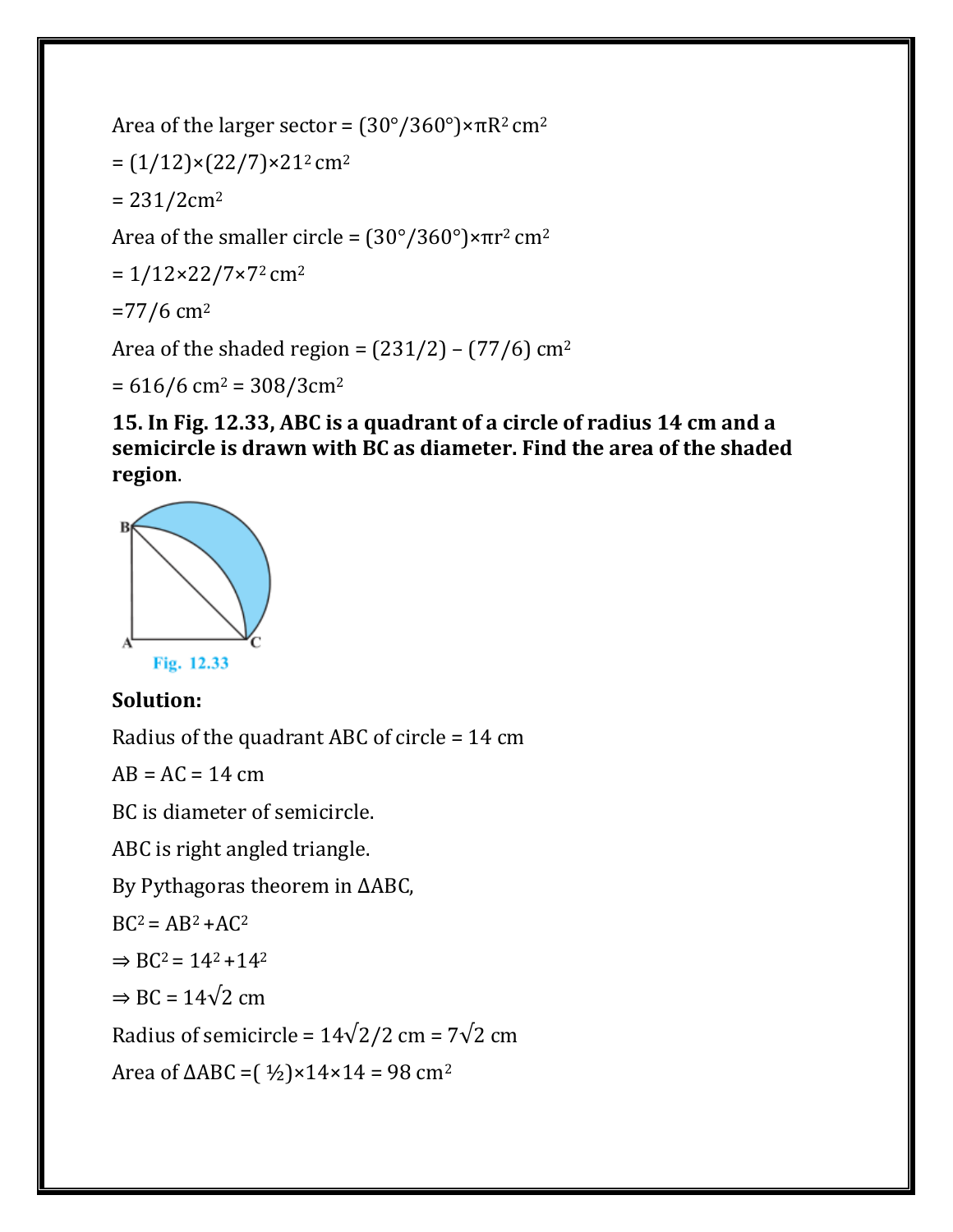Area of the larger sector = $(30°/360°)\times\pi R^2$ cm$^2$

= $(1/12)\times(22/7)\times21^2$ cm$^2$

= $231/2$cm$^2$

Area of the smaller circle = $(30°/360°)\times\pi r^2$ cm$^2$

= $1/12\times22/7\times7^2$ cm$^2$

=$77/6$ cm$^2$

Area of the shaded region = $(231/2) – (77/6)$ cm$^2$

= $616/6$ cm$^2$ = $308/3$cm$^2$

**15. In Fig. 12.33, ABC is a quadrant of a circle of radius 14 cm and a semicircle is drawn with BC as diameter. Find the area of the shaded region.**

Fig. 12.33

**Solution:**

Radius of the quadrant ABC of circle = 14 cm

AB = AC = 14 cm

BC is diameter of semicircle.

ABC is right angled triangle.

By Pythagoras theorem in ΔABC,

$BC^2 = AB^2 + AC^2$

$\Rightarrow BC^2 = 14^2 + 14^2$

$\Rightarrow BC = 14\sqrt{2}$ cm

Radius of semicircle = $14\sqrt{2}/2$ cm = $7\sqrt{2}$ cm

Area of ΔABC =$(½)\times14\times14 = 98$ cm$^2$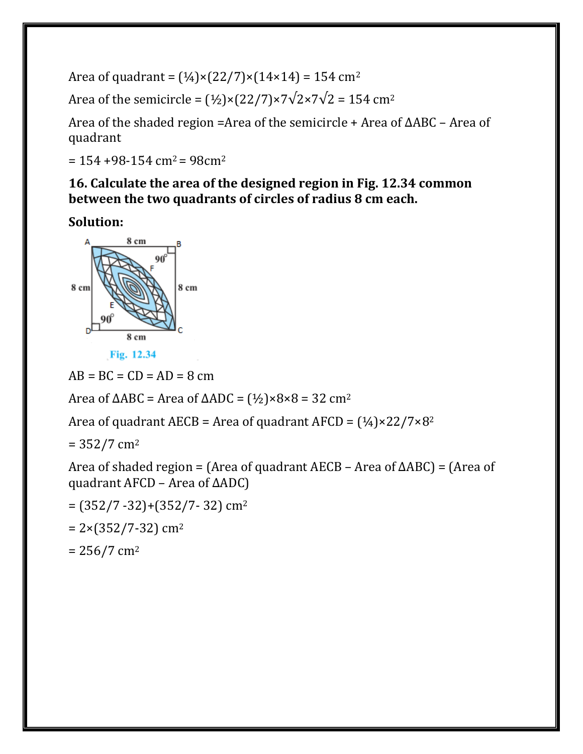Area of quadrant = $(¼)\times(22/7)\times(14\times14) = 154$ cm$^2$

Area of the semicircle = $(½)\times(22/7)\times7\sqrt{2}\times7\sqrt{2} = 154$ cm$^2$

Area of the shaded region =Area of the semicircle + Area of ΔABC – Area of quadrant

$= 154 + 98 - 154$ cm$^2$ = 98cm$^2$

**16. Calculate the area of the designed region in Fig. 12.34 common between the two quadrants of circles of radius 8 cm each.**

**Solution:**

A 8 cm B

90°

F

8 cm 8 cm

E

90°

D 8 cm C

Fig. 12.34

AB = BC = CD = AD = 8 cm

Area of ΔABC = Area of ΔADC = $(½)\times8\times8 = 32$ cm$^2$

Area of quadrant AECB = Area of quadrant AFCD = $(¼)\times22/7\times8^2$

$= 352/7$ cm$^2$

Area of shaded region = (Area of quadrant AECB – Area of ΔABC) = (Area of quadrant AFCD – Area of ΔADC)

$= (352/7 - 32)+(352/7 - 32)$ cm$^2$

$= 2\times(352/7 - 32)$ cm$^2$

$= 256/7$ cm$^2$